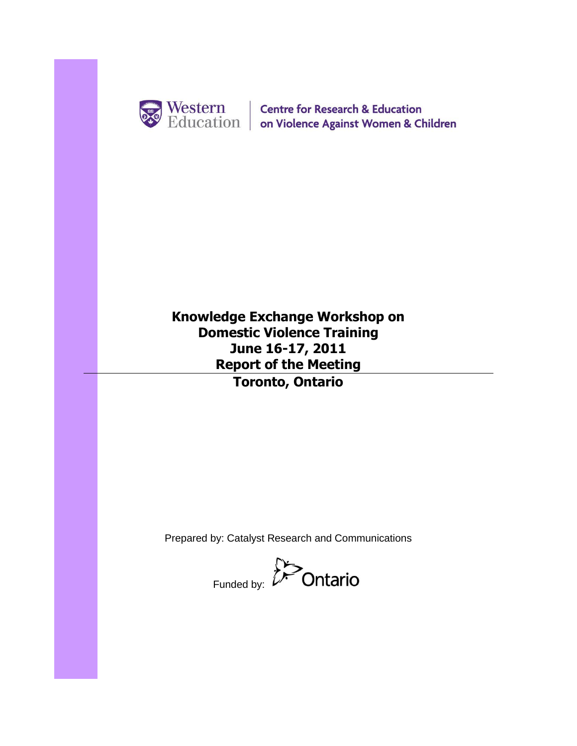Western Education | Centre for Research & Education on Violence Against Women & Children

# Knowledge Exchange Workshop on Domestic Violence Training
# June 16-17, 2011
# Report of the Meeting
# Toronto, Ontario

Prepared by: Catalyst Research and Communications

Funded by: Ontario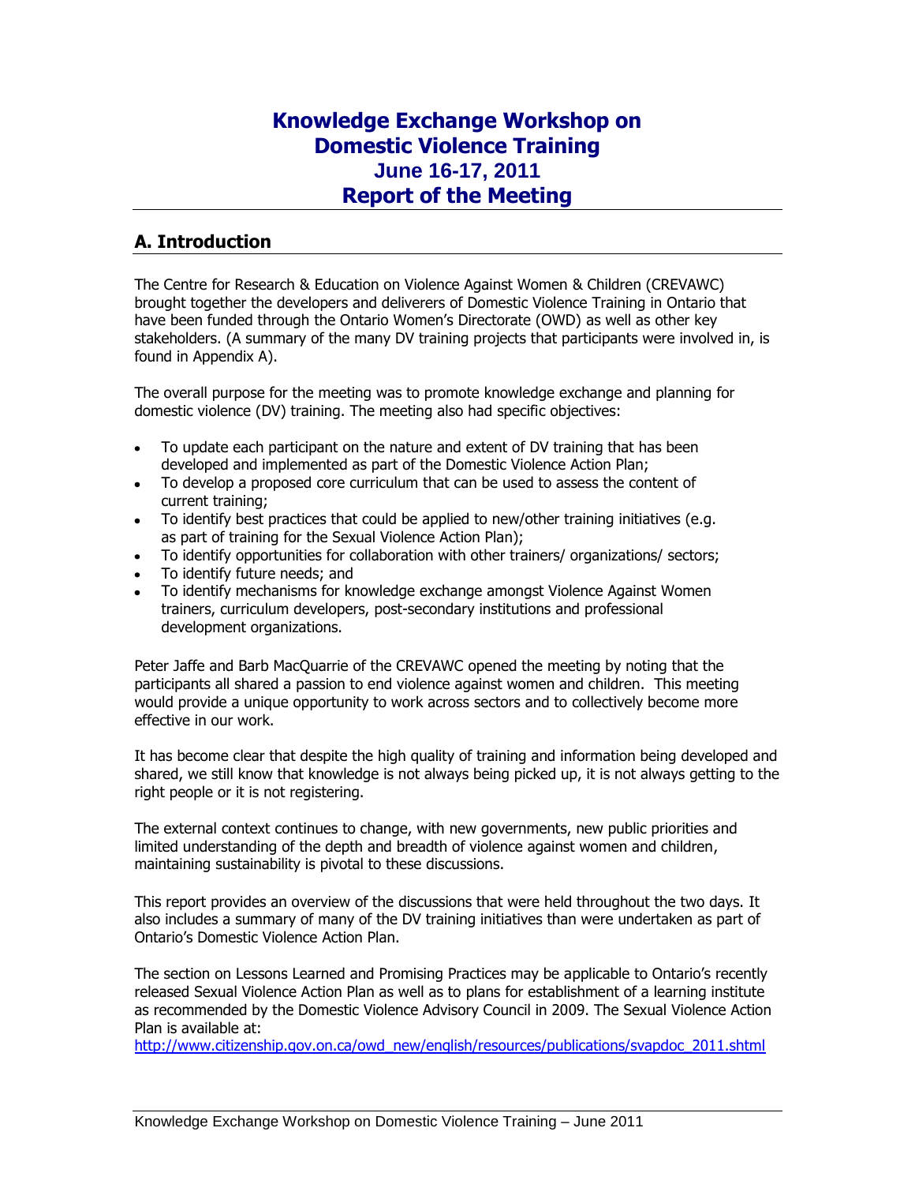# Knowledge Exchange Workshop on Domestic Violence Training
## June 16-17, 2011
## Report of the Meeting

## A. Introduction

The Centre for Research & Education on Violence Against Women & Children (CREVAWC) brought together the developers and deliverers of Domestic Violence Training in Ontario that have been funded through the Ontario Women's Directorate (OWD) as well as other key stakeholders. (A summary of the many DV training projects that participants were involved in, is found in Appendix A).

The overall purpose for the meeting was to promote knowledge exchange and planning for domestic violence (DV) training. The meeting also had specific objectives:

- To update each participant on the nature and extent of DV training that has been developed and implemented as part of the Domestic Violence Action Plan;
- To develop a proposed core curriculum that can be used to assess the content of current training;
- To identify best practices that could be applied to new/other training initiatives (e.g. as part of training for the Sexual Violence Action Plan);
- To identify opportunities for collaboration with other trainers/ organizations/ sectors;
- To identify future needs; and
- To identify mechanisms for knowledge exchange amongst Violence Against Women trainers, curriculum developers, post-secondary institutions and professional development organizations.

Peter Jaffe and Barb MacQuarrie of the CREVAWC opened the meeting by noting that the participants all shared a passion to end violence against women and children. This meeting would provide a unique opportunity to work across sectors and to collectively become more effective in our work.

It has become clear that despite the high quality of training and information being developed and shared, we still know that knowledge is not always being picked up, it is not always getting to the right people or it is not registering.

The external context continues to change, with new governments, new public priorities and limited understanding of the depth and breadth of violence against women and children, maintaining sustainability is pivotal to these discussions.

This report provides an overview of the discussions that were held throughout the two days. It also includes a summary of many of the DV training initiatives than were undertaken as part of Ontario's Domestic Violence Action Plan.

The section on Lessons Learned and Promising Practices may be applicable to Ontario's recently released Sexual Violence Action Plan as well as to plans for establishment of a learning institute as recommended by the Domestic Violence Advisory Council in 2009. The Sexual Violence Action Plan is available at:
http://www.citizenship.gov.on.ca/owd_new/english/resources/publications/svapdoc_2011.shtml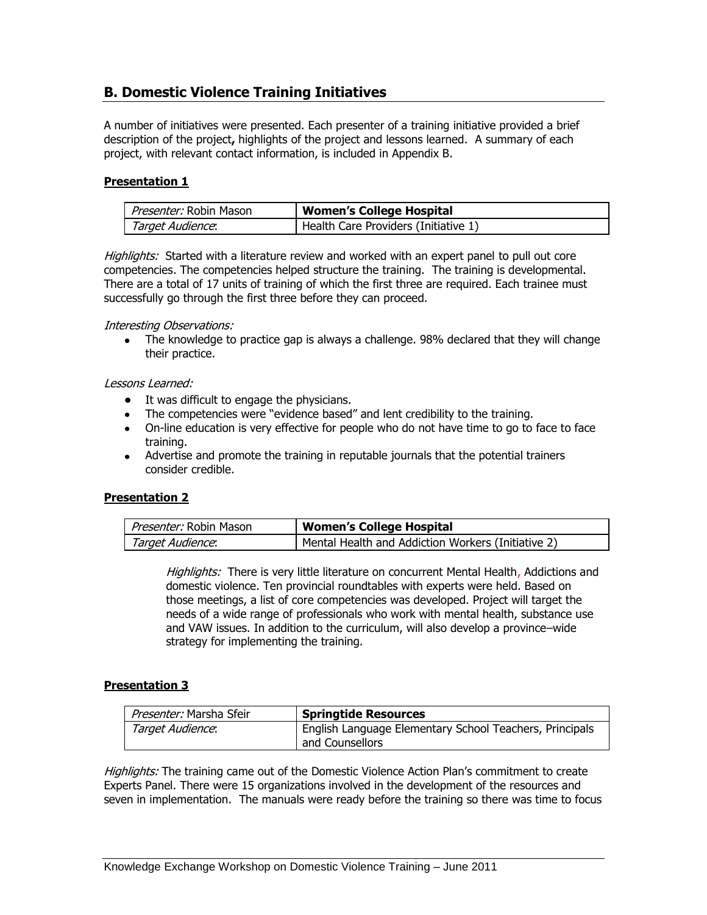## B. Domestic Violence Training Initiatives

A number of initiatives were presented. Each presenter of a training initiative provided a brief description of the project**,** highlights of the project and lessons learned. A summary of each project, with relevant contact information, is included in Appendix B.

**Presentation 1**

| *Presenter:* Robin Mason | **Women's College Hospital** |
|---|---|
| *Target Audience*: | Health Care Providers (Initiative 1) |

*Highlights:* Started with a literature review and worked with an expert panel to pull out core competencies. The competencies helped structure the training. The training is developmental. There are a total of 17 units of training of which the first three are required. Each trainee must successfully go through the first three before they can proceed.

*Interesting Observations:*

- The knowledge to practice gap is always a challenge. 98% declared that they will change their practice.

*Lessons Learned:*

- It was difficult to engage the physicians.
- The competencies were "evidence based" and lent credibility to the training.
- On-line education is very effective for people who do not have time to go to face to face training.
- Advertise and promote the training in reputable journals that the potential trainers consider credible.

**Presentation 2**

| *Presenter:* Robin Mason | **Women's College Hospital** |
|---|---|
| *Target Audience*: | Mental Health and Addiction Workers (Initiative 2) |

*Highlights:* There is very little literature on concurrent Mental Health, Addictions and domestic violence. Ten provincial roundtables with experts were held. Based on those meetings, a list of core competencies was developed. Project will target the needs of a wide range of professionals who work with mental health, substance use and VAW issues. In addition to the curriculum, will also develop a province–wide strategy for implementing the training.

**Presentation 3**

| *Presenter:* Marsha Sfeir | **Springtide Resources** |
|---|---|
| *Target Audience*: | English Language Elementary School Teachers, Principals and Counsellors |

*Highlights:* The training came out of the Domestic Violence Action Plan's commitment to create Experts Panel. There were 15 organizations involved in the development of the resources and seven in implementation. The manuals were ready before the training so there was time to focus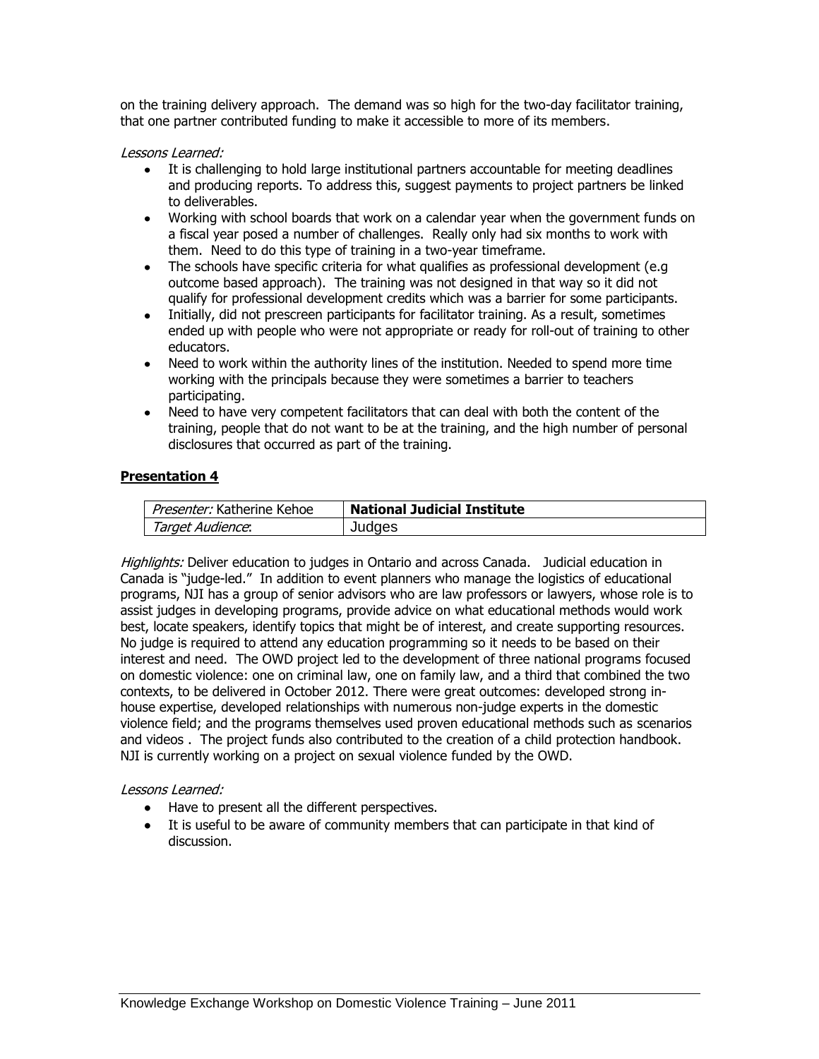on the training delivery approach. The demand was so high for the two-day facilitator training, that one partner contributed funding to make it accessible to more of its members.

*Lessons Learned:*

- It is challenging to hold large institutional partners accountable for meeting deadlines and producing reports. To address this, suggest payments to project partners be linked to deliverables.
- Working with school boards that work on a calendar year when the government funds on a fiscal year posed a number of challenges. Really only had six months to work with them. Need to do this type of training in a two-year timeframe.
- The schools have specific criteria for what qualifies as professional development (e.g outcome based approach). The training was not designed in that way so it did not qualify for professional development credits which was a barrier for some participants.
- Initially, did not prescreen participants for facilitator training. As a result, sometimes ended up with people who were not appropriate or ready for roll-out of training to other educators.
- Need to work within the authority lines of the institution. Needed to spend more time working with the principals because they were sometimes a barrier to teachers participating.
- Need to have very competent facilitators that can deal with both the content of the training, people that do not want to be at the training, and the high number of personal disclosures that occurred as part of the training.

**Presentation 4**

| *Presenter:* Katherine Kehoe | **National Judicial Institute** |
|---|---|
| *Target Audience*: | Judges |

*Highlights:* Deliver education to judges in Ontario and across Canada. Judicial education in Canada is "judge-led." In addition to event planners who manage the logistics of educational programs, NJI has a group of senior advisors who are law professors or lawyers, whose role is to assist judges in developing programs, provide advice on what educational methods would work best, locate speakers, identify topics that might be of interest, and create supporting resources. No judge is required to attend any education programming so it needs to be based on their interest and need. The OWD project led to the development of three national programs focused on domestic violence: one on criminal law, one on family law, and a third that combined the two contexts, to be delivered in October 2012. There were great outcomes: developed strong in-house expertise, developed relationships with numerous non-judge experts in the domestic violence field; and the programs themselves used proven educational methods such as scenarios and videos . The project funds also contributed to the creation of a child protection handbook. NJI is currently working on a project on sexual violence funded by the OWD.

*Lessons Learned:*

- Have to present all the different perspectives.
- It is useful to be aware of community members that can participate in that kind of discussion.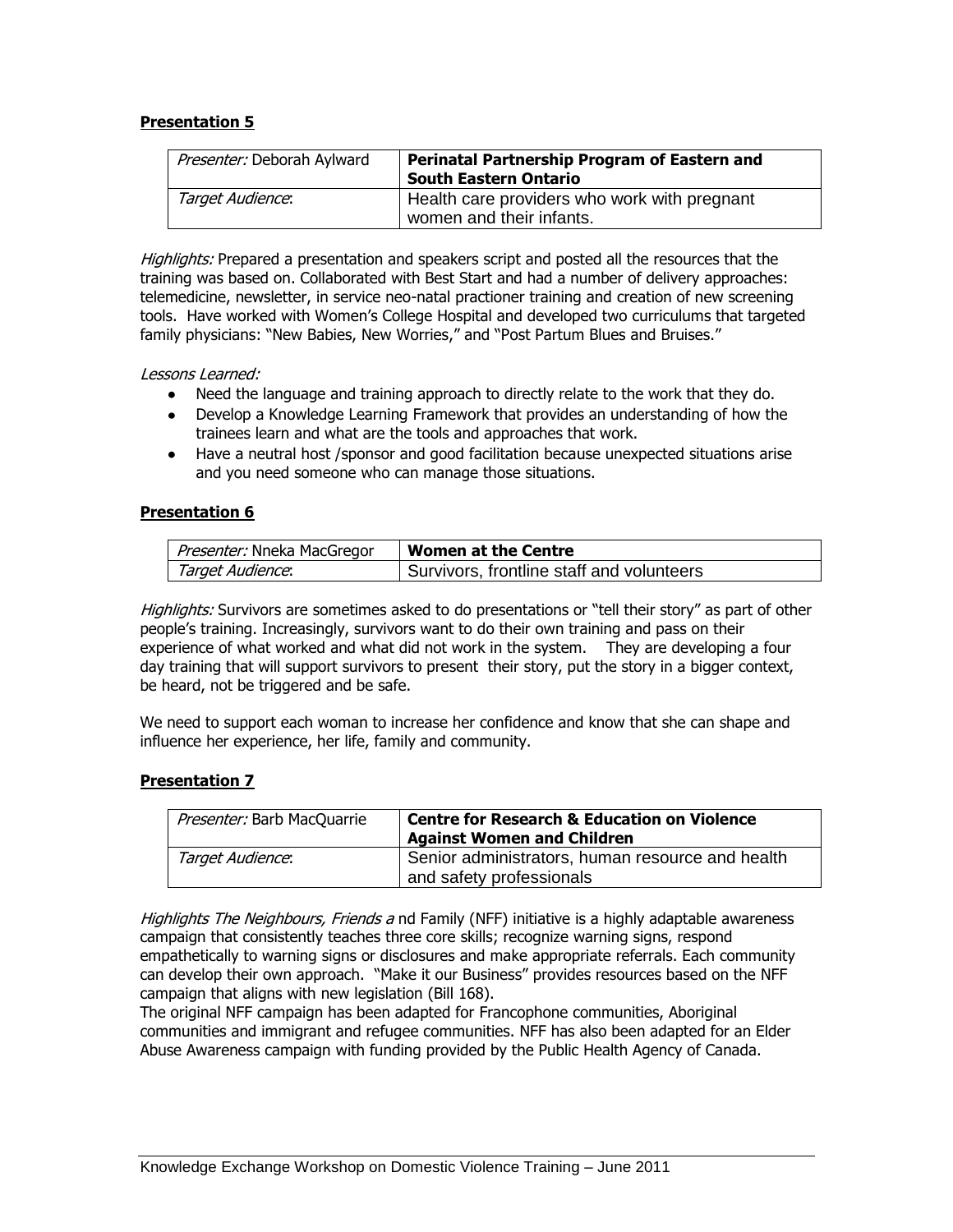**Presentation 5**

| *Presenter:* Deborah Aylward | **Perinatal Partnership Program of Eastern and South Eastern Ontario** |
|---|---|
| *Target Audience*: | Health care providers who work with pregnant women and their infants. |

*Highlights:* Prepared a presentation and speakers script and posted all the resources that the training was based on. Collaborated with Best Start and had a number of delivery approaches: telemedicine, newsletter, in service neo-natal practioner training and creation of new screening tools. Have worked with Women's College Hospital and developed two curriculums that targeted family physicians: "New Babies, New Worries," and "Post Partum Blues and Bruises."

*Lessons Learned:*

- Need the language and training approach to directly relate to the work that they do.
- Develop a Knowledge Learning Framework that provides an understanding of how the trainees learn and what are the tools and approaches that work.
- Have a neutral host /sponsor and good facilitation because unexpected situations arise and you need someone who can manage those situations.

**Presentation 6**

| *Presenter:* Nneka MacGregor | **Women at the Centre** |
|---|---|
| *Target Audience*: | Survivors, frontline staff and volunteers |

*Highlights:* Survivors are sometimes asked to do presentations or "tell their story" as part of other people's training. Increasingly, survivors want to do their own training and pass on their experience of what worked and what did not work in the system. They are developing a four day training that will support survivors to present their story, put the story in a bigger context, be heard, not be triggered and be safe.

We need to support each woman to increase her confidence and know that she can shape and influence her experience, her life, family and community.

**Presentation 7**

| *Presenter:* Barb MacQuarrie | **Centre for Research & Education on Violence Against Women and Children** |
|---|---|
| *Target Audience*: | Senior administrators, human resource and health and safety professionals |

*Highlights The Neighbours, Friends a* nd Family (NFF) initiative is a highly adaptable awareness campaign that consistently teaches three core skills; recognize warning signs, respond empathetically to warning signs or disclosures and make appropriate referrals. Each community can develop their own approach. "Make it our Business" provides resources based on the NFF campaign that aligns with new legislation (Bill 168).

The original NFF campaign has been adapted for Francophone communities, Aboriginal communities and immigrant and refugee communities. NFF has also been adapted for an Elder Abuse Awareness campaign with funding provided by the Public Health Agency of Canada.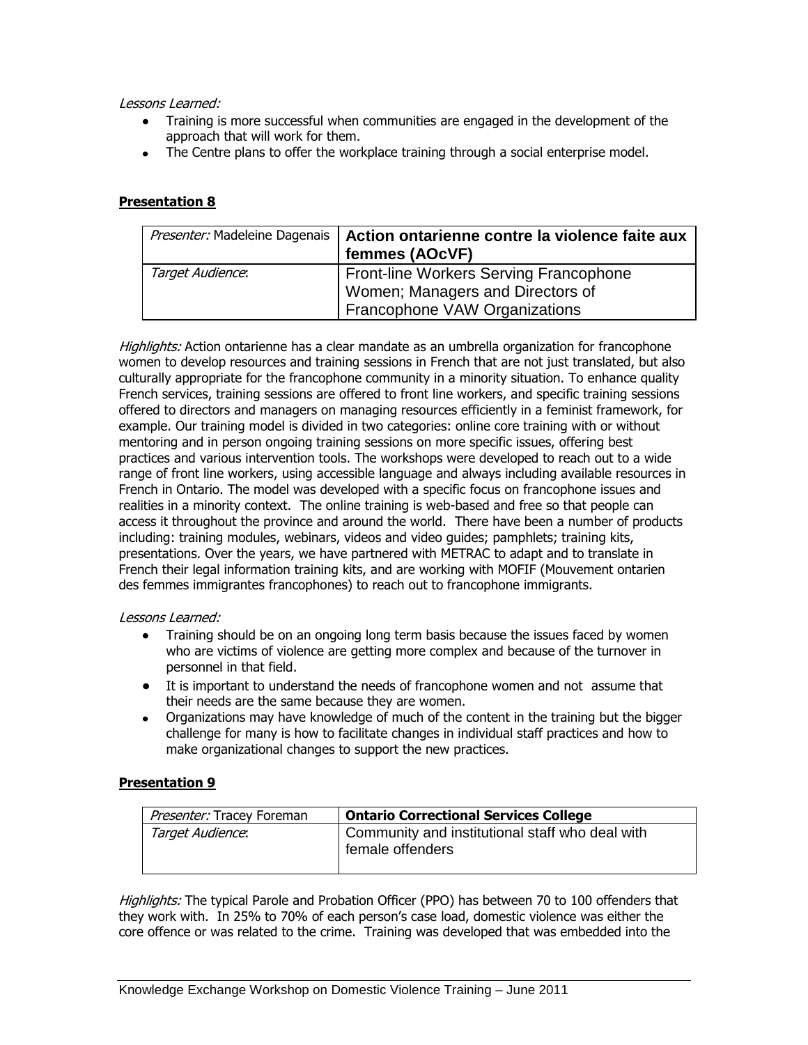*Lessons Learned:*

- Training is more successful when communities are engaged in the development of the approach that will work for them.
- The Centre plans to offer the workplace training through a social enterprise model.

**Presentation 8**

| *Presenter:* Madeleine Dagenais | **Action ontarienne contre la violence faite aux femmes (AOcVF)** |
|---|---|
| *Target Audience*: | Front-line Workers Serving Francophone Women; Managers and Directors of Francophone VAW Organizations |

*Highlights:* Action ontarienne has a clear mandate as an umbrella organization for francophone women to develop resources and training sessions in French that are not just translated, but also culturally appropriate for the francophone community in a minority situation. To enhance quality French services, training sessions are offered to front line workers, and specific training sessions offered to directors and managers on managing resources efficiently in a feminist framework, for example. Our training model is divided in two categories: online core training with or without mentoring and in person ongoing training sessions on more specific issues, offering best practices and various intervention tools. The workshops were developed to reach out to a wide range of front line workers, using accessible language and always including available resources in French in Ontario. The model was developed with a specific focus on francophone issues and realities in a minority context. The online training is web-based and free so that people can access it throughout the province and around the world. There have been a number of products including: training modules, webinars, videos and video guides; pamphlets; training kits, presentations. Over the years, we have partnered with METRAC to adapt and to translate in French their legal information training kits, and are working with MOFIF (Mouvement ontarien des femmes immigrantes francophones) to reach out to francophone immigrants.

*Lessons Learned:*

- Training should be on an ongoing long term basis because the issues faced by women who are victims of violence are getting more complex and because of the turnover in personnel in that field.
- It is important to understand the needs of francophone women and not assume that their needs are the same because they are women.
- Organizations may have knowledge of much of the content in the training but the bigger challenge for many is how to facilitate changes in individual staff practices and how to make organizational changes to support the new practices.

**Presentation 9**

| *Presenter:* Tracey Foreman | **Ontario Correctional Services College** |
|---|---|
| *Target Audience*: | Community and institutional staff who deal with female offenders |

*Highlights:* The typical Parole and Probation Officer (PPO) has between 70 to 100 offenders that they work with. In 25% to 70% of each person's case load, domestic violence was either the core offence or was related to the crime. Training was developed that was embedded into the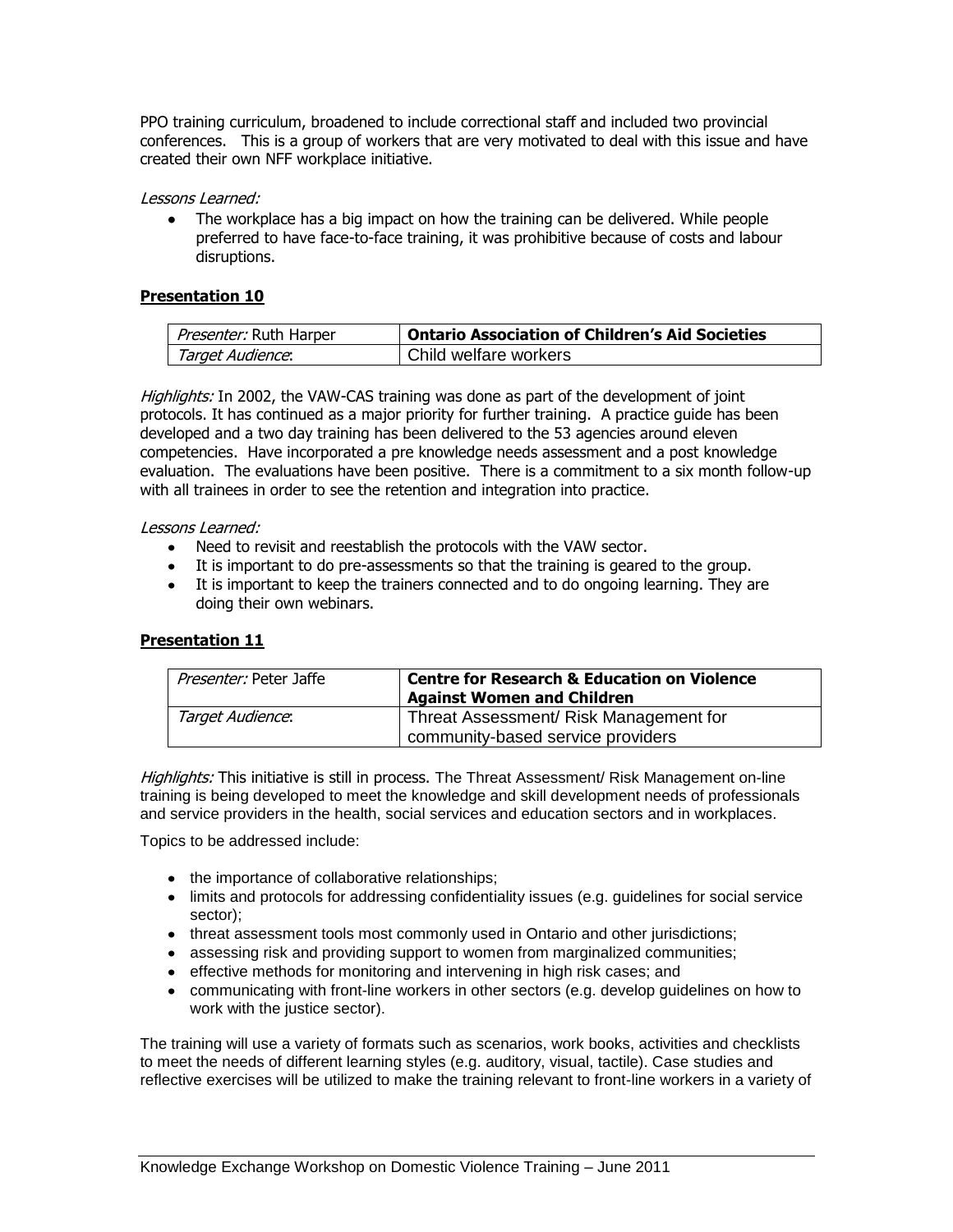PPO training curriculum, broadened to include correctional staff and included two provincial conferences. This is a group of workers that are very motivated to deal with this issue and have created their own NFF workplace initiative.

*Lessons Learned:*

- The workplace has a big impact on how the training can be delivered. While people preferred to have face-to-face training, it was prohibitive because of costs and labour disruptions.

### Presentation 10

| *Presenter:* Ruth Harper | **Ontario Association of Children's Aid Societies** |
|---|---|
| *Target Audience*: | Child welfare workers |

*Highlights:* In 2002, the VAW-CAS training was done as part of the development of joint protocols. It has continued as a major priority for further training. A practice guide has been developed and a two day training has been delivered to the 53 agencies around eleven competencies. Have incorporated a pre knowledge needs assessment and a post knowledge evaluation. The evaluations have been positive. There is a commitment to a six month follow-up with all trainees in order to see the retention and integration into practice.

*Lessons Learned:*

- Need to revisit and reestablish the protocols with the VAW sector.
- It is important to do pre-assessments so that the training is geared to the group.
- It is important to keep the trainers connected and to do ongoing learning. They are doing their own webinars.

### Presentation 11

| *Presenter:* Peter Jaffe | **Centre for Research & Education on Violence Against Women and Children** |
|---|---|
| *Target Audience*: | Threat Assessment/ Risk Management for community-based service providers |

*Highlights:* This initiative is still in process. The Threat Assessment/ Risk Management on-line training is being developed to meet the knowledge and skill development needs of professionals and service providers in the health, social services and education sectors and in workplaces.

Topics to be addressed include:

- the importance of collaborative relationships;
- limits and protocols for addressing confidentiality issues (e.g. guidelines for social service sector);
- threat assessment tools most commonly used in Ontario and other jurisdictions;
- assessing risk and providing support to women from marginalized communities;
- effective methods for monitoring and intervening in high risk cases; and
- communicating with front-line workers in other sectors (e.g. develop guidelines on how to work with the justice sector).

The training will use a variety of formats such as scenarios, work books, activities and checklists to meet the needs of different learning styles (e.g. auditory, visual, tactile). Case studies and reflective exercises will be utilized to make the training relevant to front-line workers in a variety of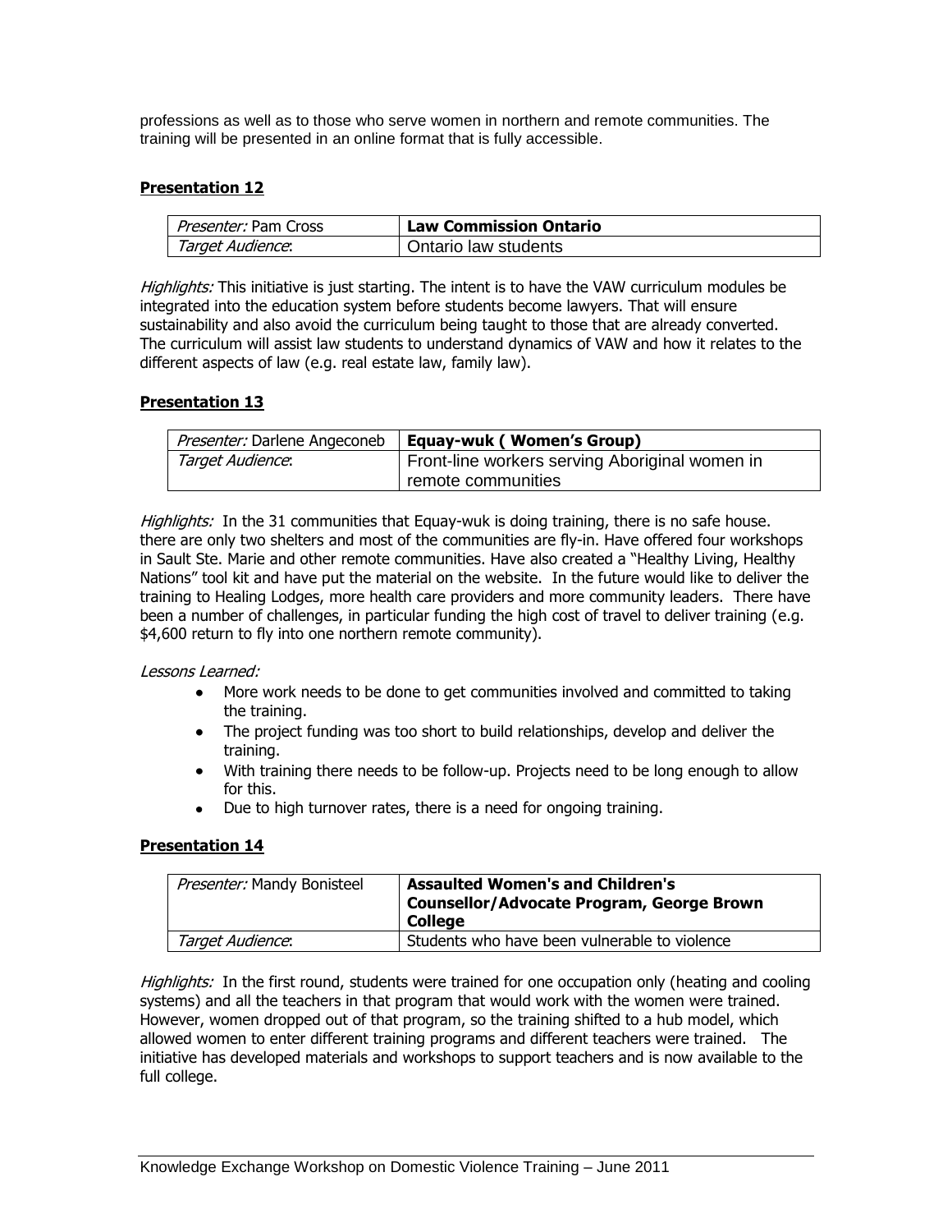professions as well as to those who serve women in northern and remote communities. The training will be presented in an online format that is fully accessible.

## Presentation 12

| *Presenter:* Pam Cross | **Law Commission Ontario** |
|---|---|
| *Target Audience*: | Ontario law students |

*Highlights:* This initiative is just starting. The intent is to have the VAW curriculum modules be integrated into the education system before students become lawyers. That will ensure sustainability and also avoid the curriculum being taught to those that are already converted. The curriculum will assist law students to understand dynamics of VAW and how it relates to the different aspects of law (e.g. real estate law, family law).

## Presentation 13

| *Presenter:* Darlene Angeconeb | **Equay-wuk ( Women's Group)** |
|---|---|
| *Target Audience*: | Front-line workers serving Aboriginal women in remote communities |

*Highlights:* In the 31 communities that Equay-wuk is doing training, there is no safe house. there are only two shelters and most of the communities are fly-in. Have offered four workshops in Sault Ste. Marie and other remote communities. Have also created a "Healthy Living, Healthy Nations" tool kit and have put the material on the website. In the future would like to deliver the training to Healing Lodges, more health care providers and more community leaders. There have been a number of challenges, in particular funding the high cost of travel to deliver training (e.g. $4,600 return to fly into one northern remote community).

*Lessons Learned:*

- More work needs to be done to get communities involved and committed to taking the training.
- The project funding was too short to build relationships, develop and deliver the training.
- With training there needs to be follow-up. Projects need to be long enough to allow for this.
- Due to high turnover rates, there is a need for ongoing training.

## Presentation 14

| *Presenter:* Mandy Bonisteel | **Assaulted Women's and Children's Counsellor/Advocate Program, George Brown College** |
|---|---|
| *Target Audience*: | Students who have been vulnerable to violence |

*Highlights:* In the first round, students were trained for one occupation only (heating and cooling systems) and all the teachers in that program that would work with the women were trained. However, women dropped out of that program, so the training shifted to a hub model, which allowed women to enter different training programs and different teachers were trained. The initiative has developed materials and workshops to support teachers and is now available to the full college.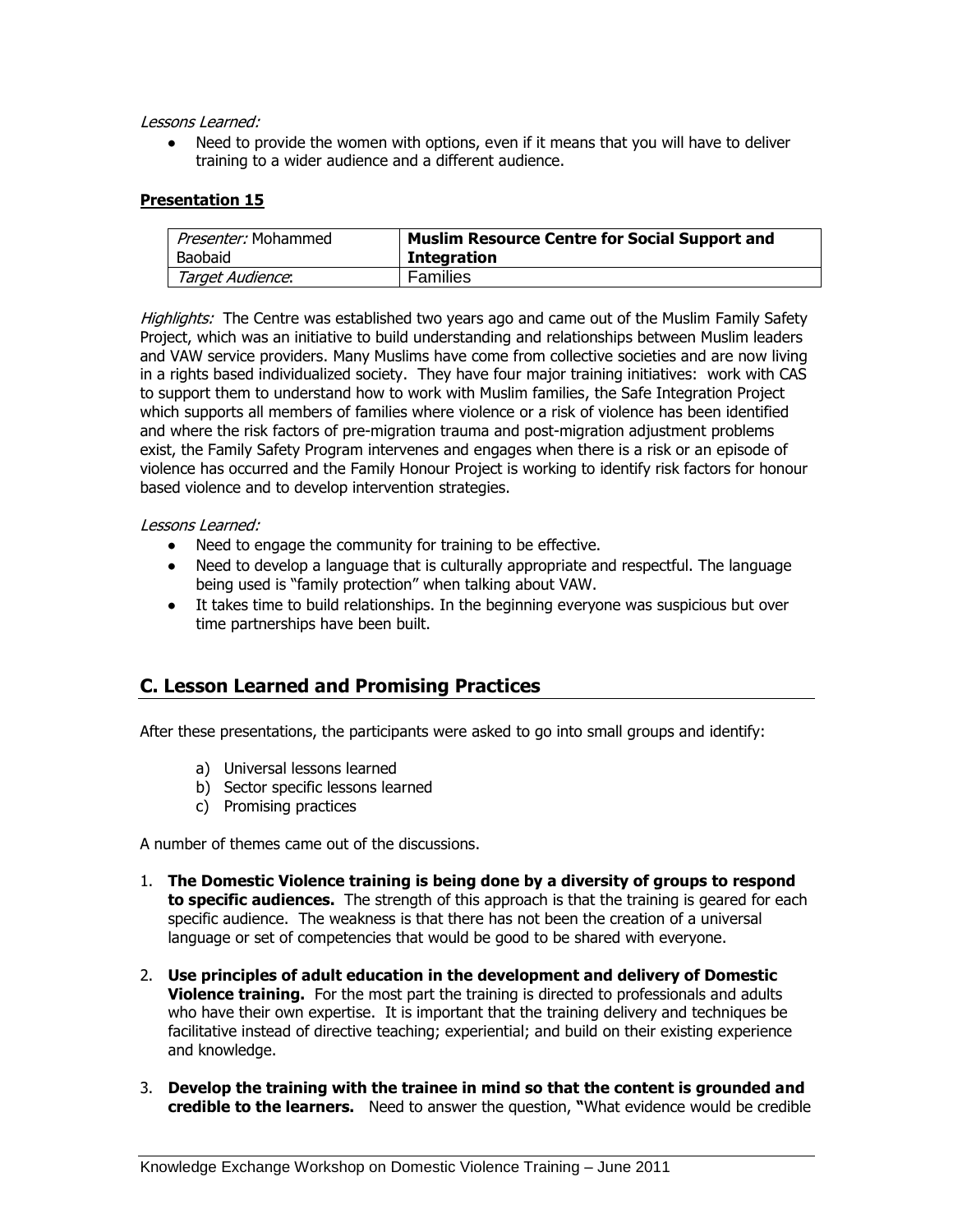*Lessons Learned:*

- Need to provide the women with options, even if it means that you will have to deliver training to a wider audience and a different audience.

**Presentation 15**

| *Presenter:* Mohammed Baobaid | **Muslim Resource Centre for Social Support and Integration** |
|---|---|
| *Target Audience*: | Families |

*Highlights:* The Centre was established two years ago and came out of the Muslim Family Safety Project, which was an initiative to build understanding and relationships between Muslim leaders and VAW service providers. Many Muslims have come from collective societies and are now living in a rights based individualized society. They have four major training initiatives: work with CAS to support them to understand how to work with Muslim families, the Safe Integration Project which supports all members of families where violence or a risk of violence has been identified and where the risk factors of pre-migration trauma and post-migration adjustment problems exist, the Family Safety Program intervenes and engages when there is a risk or an episode of violence has occurred and the Family Honour Project is working to identify risk factors for honour based violence and to develop intervention strategies.

*Lessons Learned:*

- Need to engage the community for training to be effective.
- Need to develop a language that is culturally appropriate and respectful. The language being used is "family protection" when talking about VAW.
- It takes time to build relationships. In the beginning everyone was suspicious but over time partnerships have been built.

## C. Lesson Learned and Promising Practices

After these presentations, the participants were asked to go into small groups and identify:

a) Universal lessons learned
b) Sector specific lessons learned
c) Promising practices

A number of themes came out of the discussions.

1. **The Domestic Violence training is being done by a diversity of groups to respond to specific audiences.** The strength of this approach is that the training is geared for each specific audience. The weakness is that there has not been the creation of a universal language or set of competencies that would be good to be shared with everyone.

2. **Use principles of adult education in the development and delivery of Domestic Violence training.** For the most part the training is directed to professionals and adults who have their own expertise. It is important that the training delivery and techniques be facilitative instead of directive teaching; experiential; and build on their existing experience and knowledge.

3. **Develop the training with the trainee in mind so that the content is grounded and credible to the learners.** Need to answer the question, **"**What evidence would be credible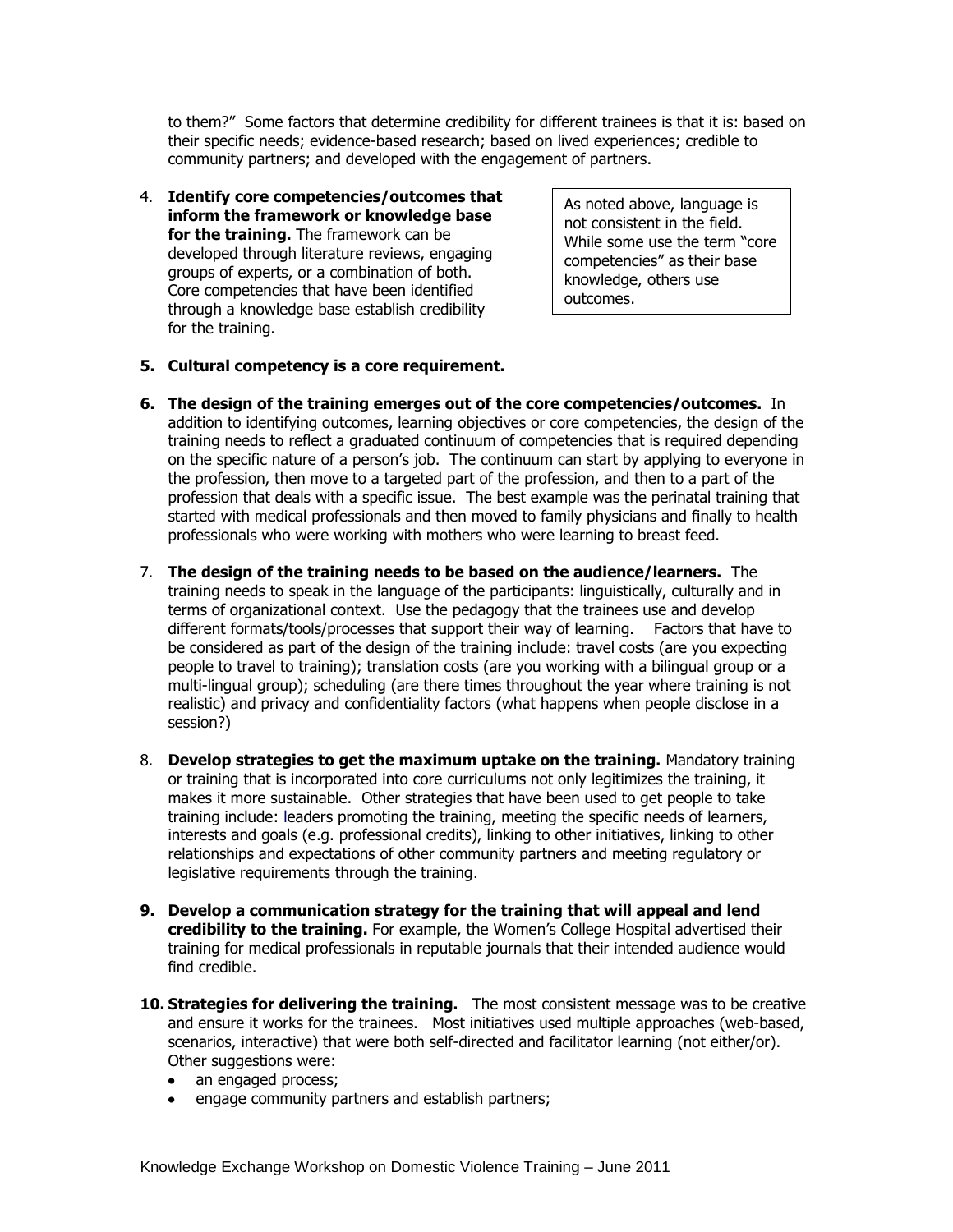to them?" Some factors that determine credibility for different trainees is that it is: based on their specific needs; evidence-based research; based on lived experiences; credible to community partners; and developed with the engagement of partners.

4. **Identify core competencies/outcomes that inform the framework or knowledge base for the training.** The framework can be developed through literature reviews, engaging groups of experts, or a combination of both. Core competencies that have been identified through a knowledge base establish credibility for the training.

> As noted above, language is not consistent in the field. While some use the term "core competencies" as their base knowledge, others use outcomes.

5. **Cultural competency is a core requirement.**

6. **The design of the training emerges out of the core competencies/outcomes.** In addition to identifying outcomes, learning objectives or core competencies, the design of the training needs to reflect a graduated continuum of competencies that is required depending on the specific nature of a person's job. The continuum can start by applying to everyone in the profession, then move to a targeted part of the profession, and then to a part of the profession that deals with a specific issue. The best example was the perinatal training that started with medical professionals and then moved to family physicians and finally to health professionals who were working with mothers who were learning to breast feed.

7. **The design of the training needs to be based on the audience/learners.** The training needs to speak in the language of the participants: linguistically, culturally and in terms of organizational context. Use the pedagogy that the trainees use and develop different formats/tools/processes that support their way of learning. Factors that have to be considered as part of the design of the training include: travel costs (are you expecting people to travel to training); translation costs (are you working with a bilingual group or a multi-lingual group); scheduling (are there times throughout the year where training is not realistic) and privacy and confidentiality factors (what happens when people disclose in a session?)

8. **Develop strategies to get the maximum uptake on the training.** Mandatory training or training that is incorporated into core curriculums not only legitimizes the training, it makes it more sustainable. Other strategies that have been used to get people to take training include: leaders promoting the training, meeting the specific needs of learners, interests and goals (e.g. professional credits), linking to other initiatives, linking to other relationships and expectations of other community partners and meeting regulatory or legislative requirements through the training.

9. **Develop a communication strategy for the training that will appeal and lend credibility to the training.** For example, the Women's College Hospital advertised their training for medical professionals in reputable journals that their intended audience would find credible.

10. **Strategies for delivering the training.** The most consistent message was to be creative and ensure it works for the trainees. Most initiatives used multiple approaches (web-based, scenarios, interactive) that were both self-directed and facilitator learning (not either/or). Other suggestions were:
    - an engaged process;
    - engage community partners and establish partners;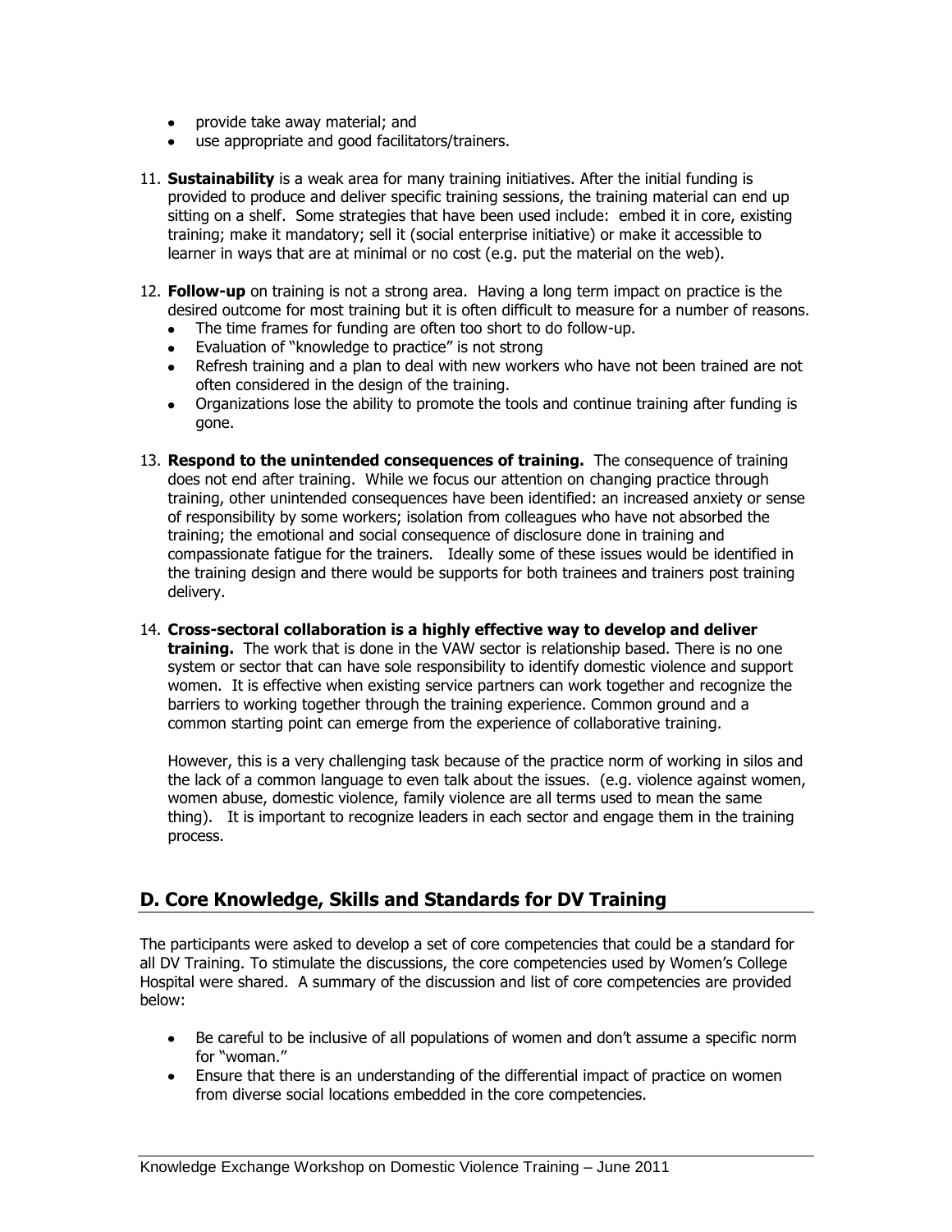- provide take away material; and
- use appropriate and good facilitators/trainers.

11. **Sustainability** is a weak area for many training initiatives. After the initial funding is provided to produce and deliver specific training sessions, the training material can end up sitting on a shelf. Some strategies that have been used include: embed it in core, existing training; make it mandatory; sell it (social enterprise initiative) or make it accessible to learner in ways that are at minimal or no cost (e.g. put the material on the web).

12. **Follow-up** on training is not a strong area. Having a long term impact on practice is the desired outcome for most training but it is often difficult to measure for a number of reasons.
    - The time frames for funding are often too short to do follow-up.
    - Evaluation of "knowledge to practice" is not strong
    - Refresh training and a plan to deal with new workers who have not been trained are not often considered in the design of the training.
    - Organizations lose the ability to promote the tools and continue training after funding is gone.

13. **Respond to the unintended consequences of training.** The consequence of training does not end after training. While we focus our attention on changing practice through training, other unintended consequences have been identified: an increased anxiety or sense of responsibility by some workers; isolation from colleagues who have not absorbed the training; the emotional and social consequence of disclosure done in training and compassionate fatigue for the trainers. Ideally some of these issues would be identified in the training design and there would be supports for both trainees and trainers post training delivery.

14. **Cross-sectoral collaboration is a highly effective way to develop and deliver training.** The work that is done in the VAW sector is relationship based. There is no one system or sector that can have sole responsibility to identify domestic violence and support women. It is effective when existing service partners can work together and recognize the barriers to working together through the training experience. Common ground and a common starting point can emerge from the experience of collaborative training.

    However, this is a very challenging task because of the practice norm of working in silos and the lack of a common language to even talk about the issues. (e.g. violence against women, women abuse, domestic violence, family violence are all terms used to mean the same thing). It is important to recognize leaders in each sector and engage them in the training process.

## D. Core Knowledge, Skills and Standards for DV Training

The participants were asked to develop a set of core competencies that could be a standard for all DV Training. To stimulate the discussions, the core competencies used by Women's College Hospital were shared. A summary of the discussion and list of core competencies are provided below:

- Be careful to be inclusive of all populations of women and don't assume a specific norm for "woman."
- Ensure that there is an understanding of the differential impact of practice on women from diverse social locations embedded in the core competencies.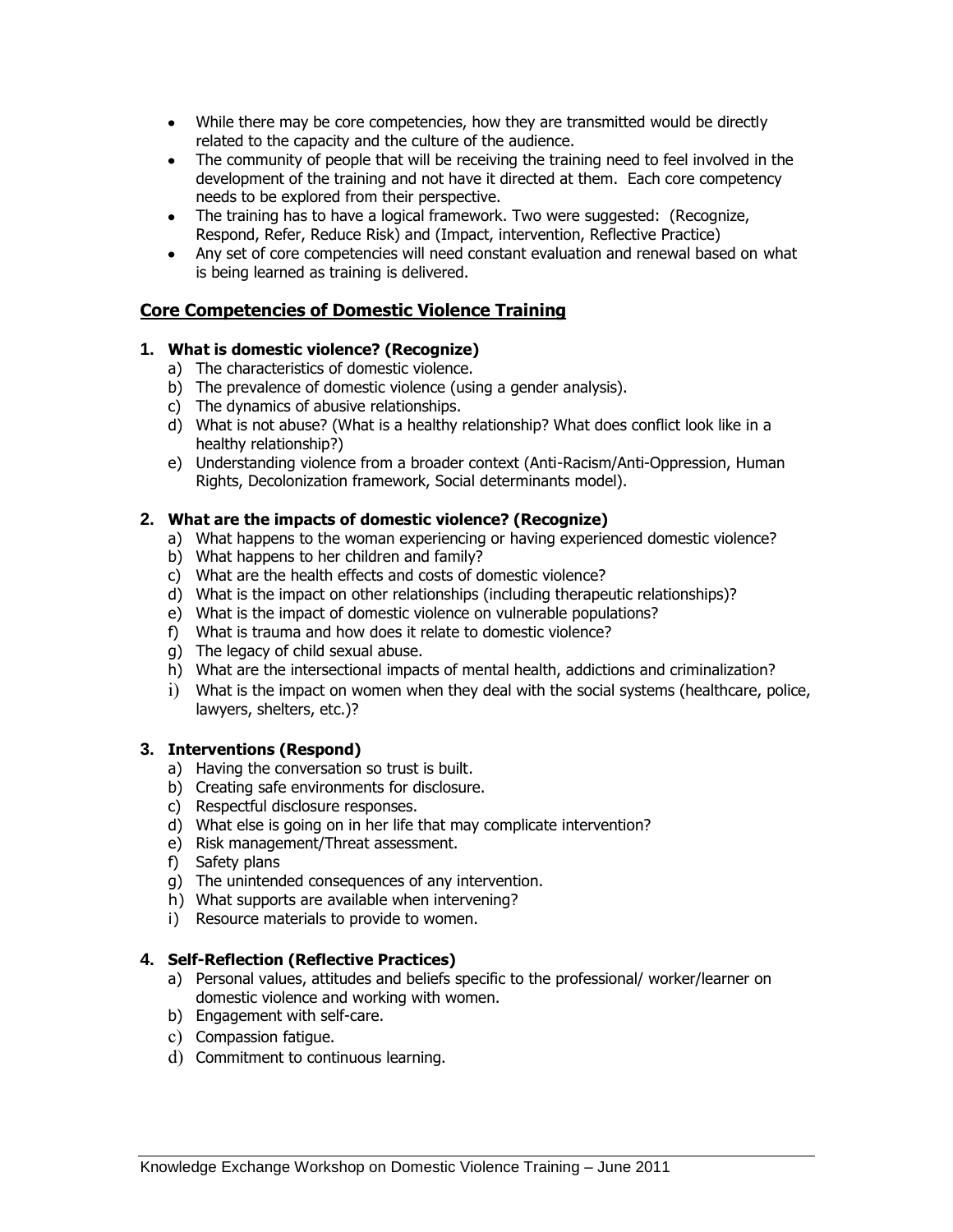- While there may be core competencies, how they are transmitted would be directly related to the capacity and the culture of the audience.
- The community of people that will be receiving the training need to feel involved in the development of the training and not have it directed at them. Each core competency needs to be explored from their perspective.
- The training has to have a logical framework. Two were suggested: (Recognize, Respond, Refer, Reduce Risk) and (Impact, intervention, Reflective Practice)
- Any set of core competencies will need constant evaluation and renewal based on what is being learned as training is delivered.

## Core Competencies of Domestic Violence Training

### 1. What is domestic violence? (Recognize)

a) The characteristics of domestic violence.
b) The prevalence of domestic violence (using a gender analysis).
c) The dynamics of abusive relationships.
d) What is not abuse? (What is a healthy relationship? What does conflict look like in a healthy relationship?)
e) Understanding violence from a broader context (Anti-Racism/Anti-Oppression, Human Rights, Decolonization framework, Social determinants model).

### 2. What are the impacts of domestic violence? (Recognize)

a) What happens to the woman experiencing or having experienced domestic violence?
b) What happens to her children and family?
c) What are the health effects and costs of domestic violence?
d) What is the impact on other relationships (including therapeutic relationships)?
e) What is the impact of domestic violence on vulnerable populations?
f) What is trauma and how does it relate to domestic violence?
g) The legacy of child sexual abuse.
h) What are the intersectional impacts of mental health, addictions and criminalization?
i) What is the impact on women when they deal with the social systems (healthcare, police, lawyers, shelters, etc.)?

### 3. Interventions (Respond)

a) Having the conversation so trust is built.
b) Creating safe environments for disclosure.
c) Respectful disclosure responses.
d) What else is going on in her life that may complicate intervention?
e) Risk management/Threat assessment.
f) Safety plans
g) The unintended consequences of any intervention.
h) What supports are available when intervening?
i) Resource materials to provide to women.

### 4. Self-Reflection (Reflective Practices)

a) Personal values, attitudes and beliefs specific to the professional/ worker/learner on domestic violence and working with women.
b) Engagement with self-care.
c) Compassion fatigue.
d) Commitment to continuous learning.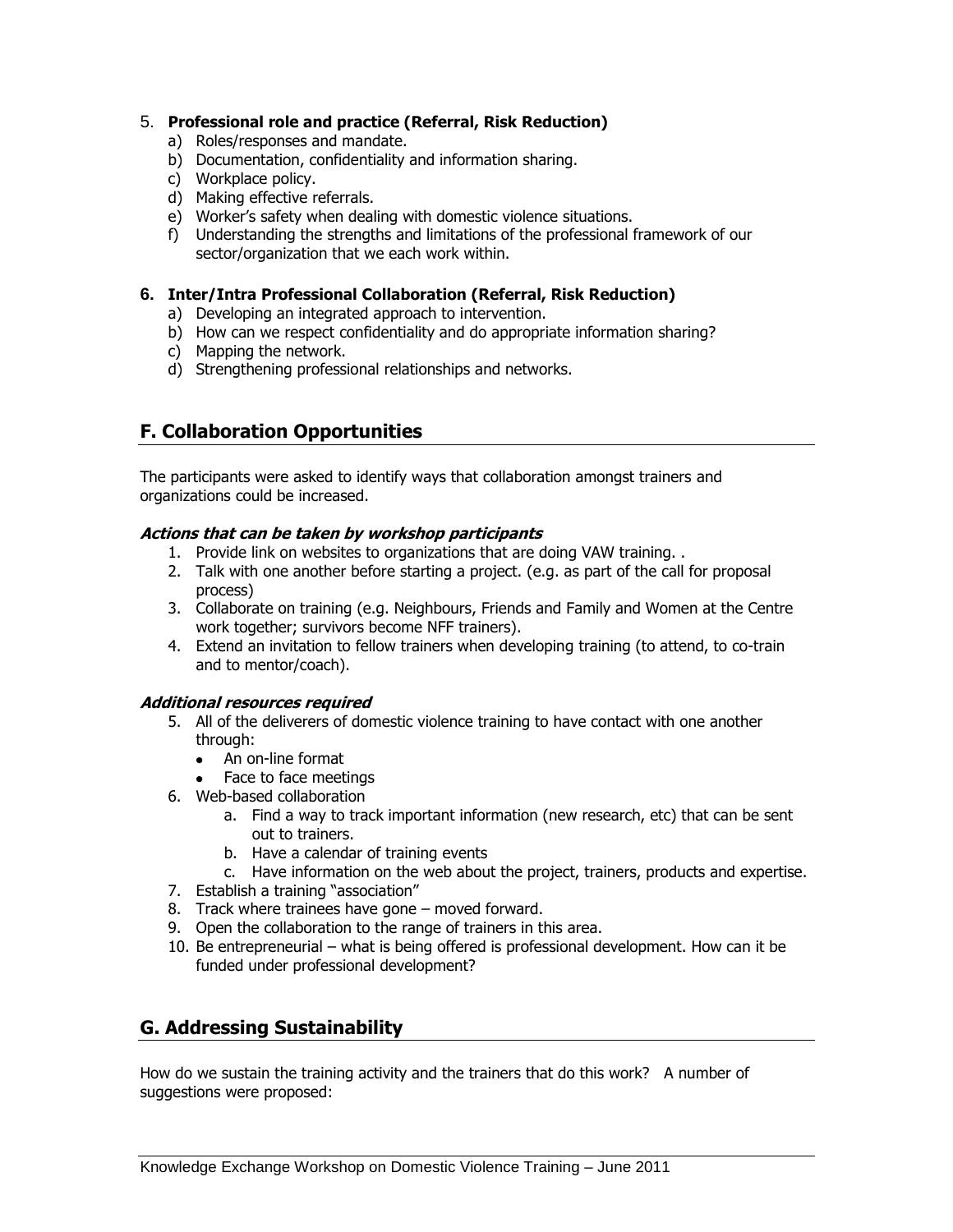5. **Professional role and practice (Referral, Risk Reduction)**
    a) Roles/responses and mandate.
    b) Documentation, confidentiality and information sharing.
    c) Workplace policy.
    d) Making effective referrals.
    e) Worker's safety when dealing with domestic violence situations.
    f) Understanding the strengths and limitations of the professional framework of our sector/organization that we each work within.

6. **Inter/Intra Professional Collaboration (Referral, Risk Reduction)**
    a) Developing an integrated approach to intervention.
    b) How can we respect confidentiality and do appropriate information sharing?
    c) Mapping the network.
    d) Strengthening professional relationships and networks.

## F. Collaboration Opportunities

The participants were asked to identify ways that collaboration amongst trainers and organizations could be increased.

***Actions that can be taken by workshop participants***

1. Provide link on websites to organizations that are doing VAW training. .
2. Talk with one another before starting a project. (e.g. as part of the call for proposal process)
3. Collaborate on training (e.g. Neighbours, Friends and Family and Women at the Centre work together; survivors become NFF trainers).
4. Extend an invitation to fellow trainers when developing training (to attend, to co-train and to mentor/coach).

***Additional resources required***

5. All of the deliverers of domestic violence training to have contact with one another through:
    - An on-line format
    - Face to face meetings
6. Web-based collaboration
    a. Find a way to track important information (new research, etc) that can be sent out to trainers.
    b. Have a calendar of training events
    c. Have information on the web about the project, trainers, products and expertise.
7. Establish a training "association"
8. Track where trainees have gone – moved forward.
9. Open the collaboration to the range of trainers in this area.
10. Be entrepreneurial – what is being offered is professional development. How can it be funded under professional development?

## G. Addressing Sustainability

How do we sustain the training activity and the trainers that do this work? A number of suggestions were proposed: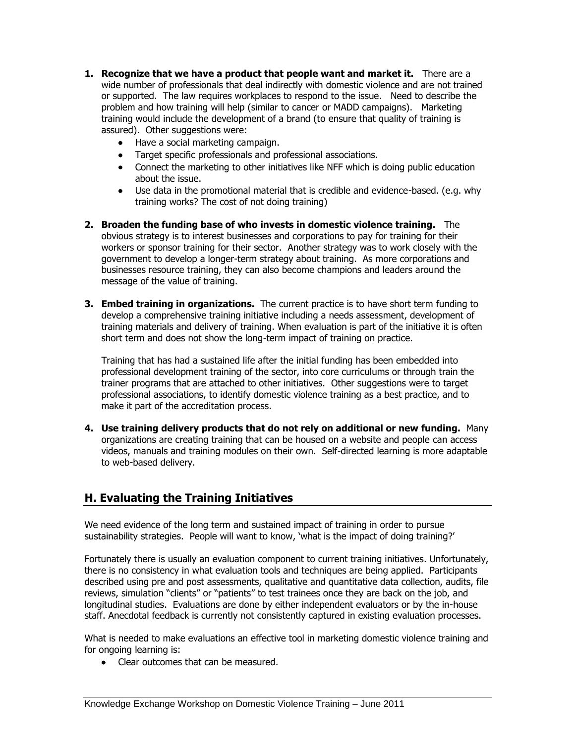1. **Recognize that we have a product that people want and market it.** There are a wide number of professionals that deal indirectly with domestic violence and are not trained or supported. The law requires workplaces to respond to the issue. Need to describe the problem and how training will help (similar to cancer or MADD campaigns). Marketing training would include the development of a brand (to ensure that quality of training is assured). Other suggestions were:
   - Have a social marketing campaign.
   - Target specific professionals and professional associations.
   - Connect the marketing to other initiatives like NFF which is doing public education about the issue.
   - Use data in the promotional material that is credible and evidence-based. (e.g. why training works? The cost of not doing training)

2. **Broaden the funding base of who invests in domestic violence training.** The obvious strategy is to interest businesses and corporations to pay for training for their workers or sponsor training for their sector. Another strategy was to work closely with the government to develop a longer-term strategy about training. As more corporations and businesses resource training, they can also become champions and leaders around the message of the value of training.

3. **Embed training in organizations.** The current practice is to have short term funding to develop a comprehensive training initiative including a needs assessment, development of training materials and delivery of training. When evaluation is part of the initiative it is often short term and does not show the long-term impact of training on practice.

   Training that has had a sustained life after the initial funding has been embedded into professional development training of the sector, into core curriculums or through train the trainer programs that are attached to other initiatives. Other suggestions were to target professional associations, to identify domestic violence training as a best practice, and to make it part of the accreditation process.

4. **Use training delivery products that do not rely on additional or new funding.** Many organizations are creating training that can be housed on a website and people can access videos, manuals and training modules on their own. Self-directed learning is more adaptable to web-based delivery.

## H. Evaluating the Training Initiatives

We need evidence of the long term and sustained impact of training in order to pursue sustainability strategies. People will want to know, 'what is the impact of doing training?'

Fortunately there is usually an evaluation component to current training initiatives. Unfortunately, there is no consistency in what evaluation tools and techniques are being applied. Participants described using pre and post assessments, qualitative and quantitative data collection, audits, file reviews, simulation "clients" or "patients" to test trainees once they are back on the job, and longitudinal studies. Evaluations are done by either independent evaluators or by the in-house staff. Anecdotal feedback is currently not consistently captured in existing evaluation processes.

What is needed to make evaluations an effective tool in marketing domestic violence training and for ongoing learning is:

- Clear outcomes that can be measured.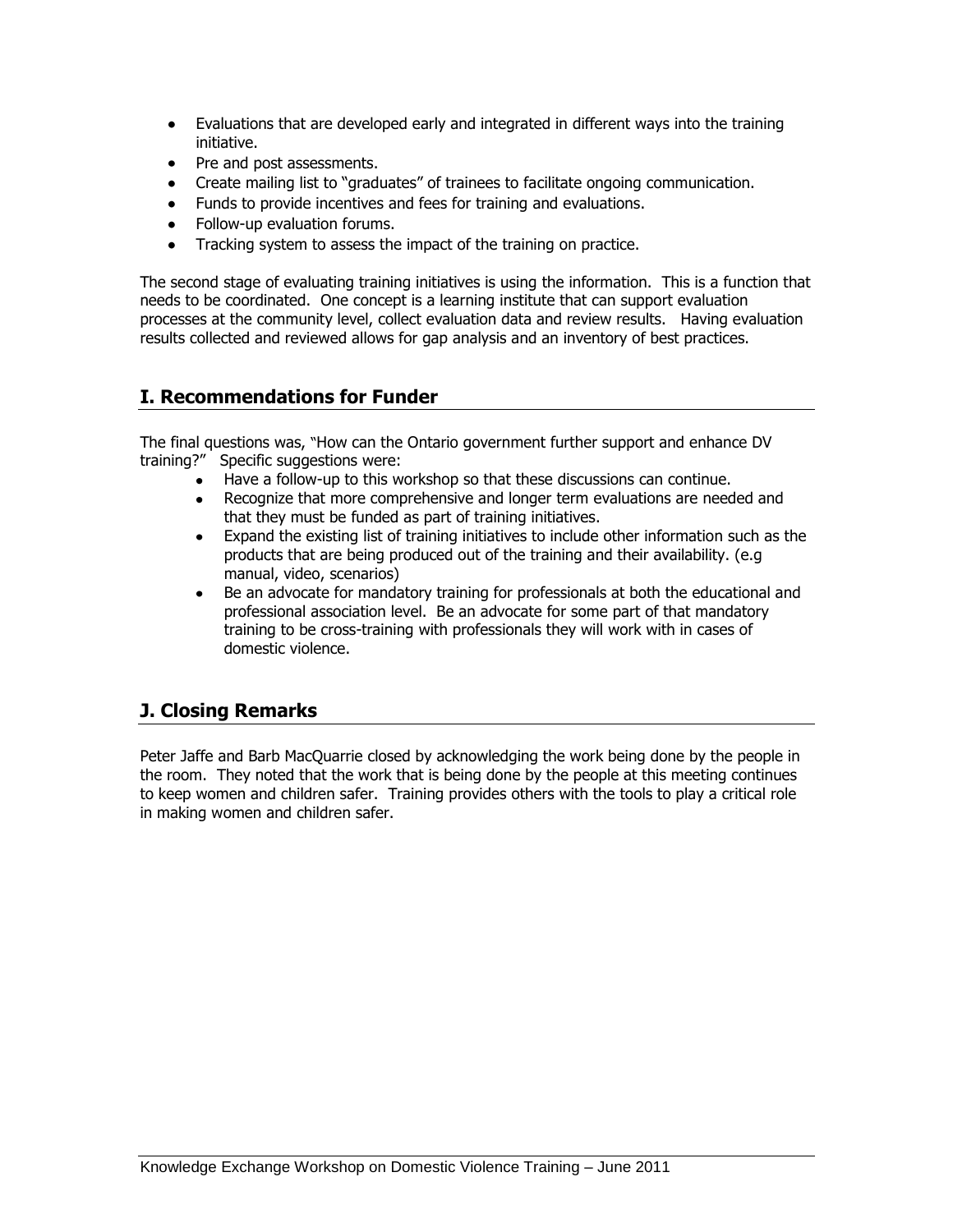- Evaluations that are developed early and integrated in different ways into the training initiative.
- Pre and post assessments.
- Create mailing list to "graduates" of trainees to facilitate ongoing communication.
- Funds to provide incentives and fees for training and evaluations.
- Follow-up evaluation forums.
- Tracking system to assess the impact of the training on practice.

The second stage of evaluating training initiatives is using the information. This is a function that needs to be coordinated. One concept is a learning institute that can support evaluation processes at the community level, collect evaluation data and review results. Having evaluation results collected and reviewed allows for gap analysis and an inventory of best practices.

## I. Recommendations for Funder

The final questions was, "How can the Ontario government further support and enhance DV training?" Specific suggestions were:

- Have a follow-up to this workshop so that these discussions can continue.
- Recognize that more comprehensive and longer term evaluations are needed and that they must be funded as part of training initiatives.
- Expand the existing list of training initiatives to include other information such as the products that are being produced out of the training and their availability. (e.g manual, video, scenarios)
- Be an advocate for mandatory training for professionals at both the educational and professional association level. Be an advocate for some part of that mandatory training to be cross-training with professionals they will work with in cases of domestic violence.

## J. Closing Remarks

Peter Jaffe and Barb MacQuarrie closed by acknowledging the work being done by the people in the room. They noted that the work that is being done by the people at this meeting continues to keep women and children safer. Training provides others with the tools to play a critical role in making women and children safer.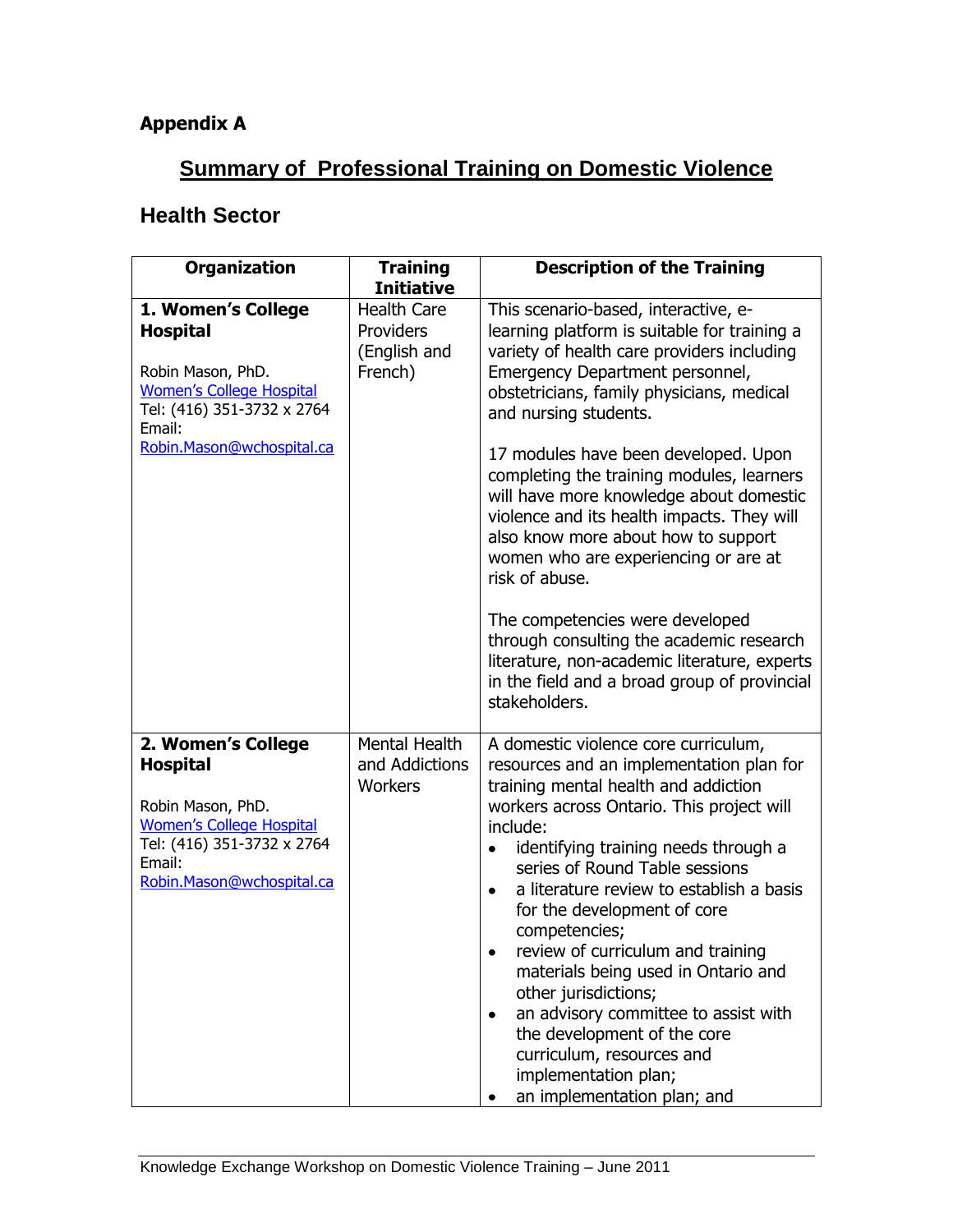**Appendix A**

# Summary of Professional Training on Domestic Violence

## Health Sector

| Organization | Training Initiative | Description of the Training |
|---|---|---|
| **1. Women's College Hospital**<br><br>Robin Mason, PhD.<br>Women's College Hospital<br>Tel: (416) 351-3732 x 2764<br>Email:<br>Robin.Mason@wchospital.ca | Health Care Providers (English and French) | This scenario-based, interactive, e-learning platform is suitable for training a variety of health care providers including Emergency Department personnel, obstetricians, family physicians, medical and nursing students.<br><br>17 modules have been developed. Upon completing the training modules, learners will have more knowledge about domestic violence and its health impacts. They will also know more about how to support women who are experiencing or are at risk of abuse.<br><br>The competencies were developed through consulting the academic research literature, non-academic literature, experts in the field and a broad group of provincial stakeholders. |
| **2. Women's College Hospital**<br><br>Robin Mason, PhD.<br>Women's College Hospital<br>Tel: (416) 351-3732 x 2764<br>Email:<br>Robin.Mason@wchospital.ca | Mental Health and Addictions Workers | A domestic violence core curriculum, resources and an implementation plan for training mental health and addiction workers across Ontario. This project will include:<br>• identifying training needs through a series of Round Table sessions<br>• a literature review to establish a basis for the development of core competencies;<br>• review of curriculum and training materials being used in Ontario and other jurisdictions;<br>• an advisory committee to assist with the development of the core curriculum, resources and implementation plan;<br>• an implementation plan; and |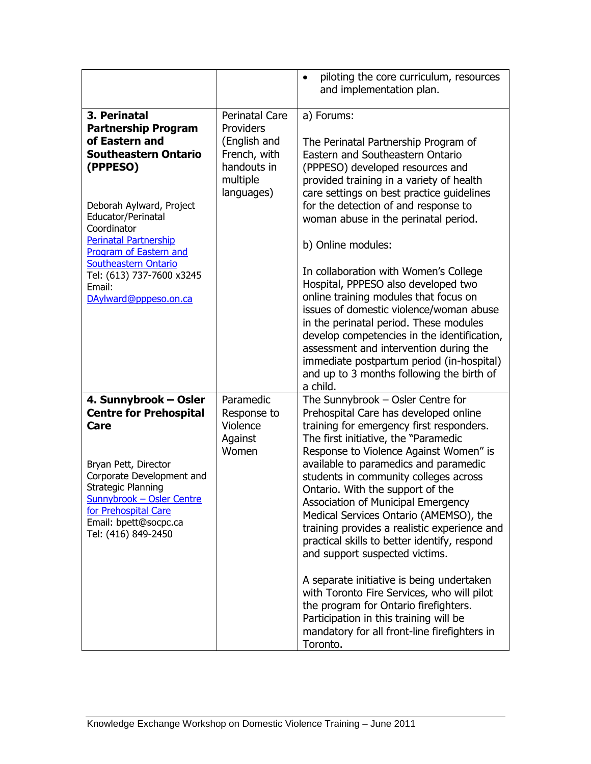| | | |
|---|---|---|
| | | • piloting the core curriculum, resources and implementation plan. |
| **3. Perinatal Partnership Program of Eastern and Southeastern Ontario (PPPESO)**<br><br>Deborah Aylward, Project Educator/Perinatal Coordinator<br>[Perinatal Partnership Program of Eastern and Southeastern Ontario]<br>Tel: (613) 737-7600 x3245<br>Email: [DAylward@pppeso.on.ca] | Perinatal Care Providers (English and French, with handouts in multiple languages) | a) Forums:<br><br>The Perinatal Partnership Program of Eastern and Southeastern Ontario (PPPESO) developed resources and provided training in a variety of health care settings on best practice guidelines for the detection of and response to woman abuse in the perinatal period.<br><br>b) Online modules:<br><br>In collaboration with Women's College Hospital, PPPESO also developed two online training modules that focus on issues of domestic violence/woman abuse in the perinatal period. These modules develop competencies in the identification, assessment and intervention during the immediate postpartum period (in-hospital) and up to 3 months following the birth of a child. |
| **4. Sunnybrook – Osler Centre for Prehospital Care**<br><br>Bryan Pett, Director Corporate Development and Strategic Planning<br>[Sunnybrook – Osler Centre for Prehospital Care]<br>Email: bpett@socpc.ca<br>Tel: (416) 849-2450 | Paramedic Response to Violence Against Women | The Sunnybrook – Osler Centre for Prehospital Care has developed online training for emergency first responders. The first initiative, the "Paramedic Response to Violence Against Women" is available to paramedics and paramedic students in community colleges across Ontario. With the support of the Association of Municipal Emergency Medical Services Ontario (AMEMSO), the training provides a realistic experience and practical skills to better identify, respond and support suspected victims.<br><br>A separate initiative is being undertaken with Toronto Fire Services, who will pilot the program for Ontario firefighters. Participation in this training will be mandatory for all front-line firefighters in Toronto. |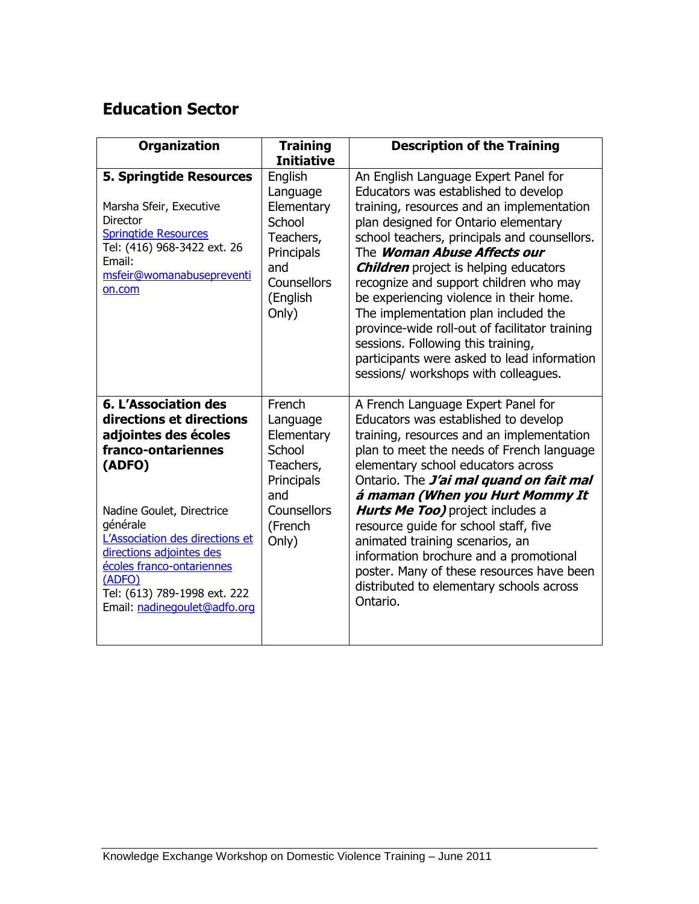## Education Sector

| Organization | Training Initiative | Description of the Training |
|---|---|---|
| **5. Springtide Resources**<br><br>Marsha Sfeir, Executive Director<br>Springtide Resources<br>Tel: (416) 968-3422 ext. 26<br>Email: msfeir@womanabuseprevention.com | English Language Elementary School Teachers, Principals and Counsellors (English Only) | An English Language Expert Panel for Educators was established to develop training, resources and an implementation plan designed for Ontario elementary school teachers, principals and counsellors. The ***Woman Abuse Affects our Children*** project is helping educators recognize and support children who may be experiencing violence in their home. The implementation plan included the province-wide roll-out of facilitator training sessions. Following this training, participants were asked to lead information sessions/ workshops with colleagues. |
| **6. L'Association des directions et directions adjointes des écoles franco-ontariennes (ADFO)**<br><br>Nadine Goulet, Directrice générale<br>L'Association des directions et directions adjointes des écoles franco-ontariennes (ADFO)<br>Tel: (613) 789-1998 ext. 222<br>Email: nadinegoulet@adfo.org | French Language Elementary School Teachers, Principals and Counsellors (French Only) | A French Language Expert Panel for Educators was established to develop training, resources and an implementation plan to meet the needs of French language elementary school educators across Ontario. The ***J'ai mal quand on fait mal á maman (When you Hurt Mommy It Hurts Me Too)*** project includes a resource guide for school staff, five animated training scenarios, an information brochure and a promotional poster. Many of these resources have been distributed to elementary schools across Ontario. |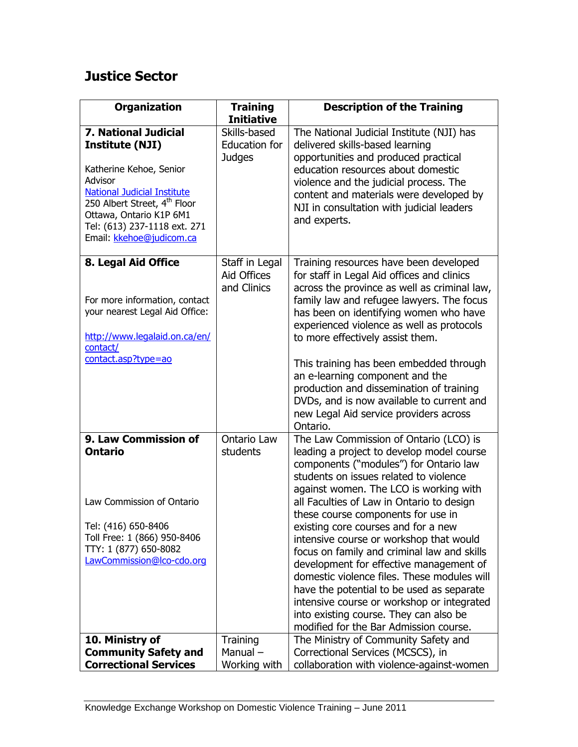## Justice Sector

| Organization | Training Initiative | Description of the Training |
|---|---|---|
| **7. National Judicial Institute (NJI)**<br><br>Katherine Kehoe, Senior Advisor<br>National Judicial Institute<br>250 Albert Street, 4th Floor<br>Ottawa, Ontario K1P 6M1<br>Tel: (613) 237-1118 ext. 271<br>Email: kkehoe@judicom.ca | Skills-based Education for Judges | The National Judicial Institute (NJI) has delivered skills-based learning opportunities and produced practical education resources about domestic violence and the judicial process. The content and materials were developed by NJI in consultation with judicial leaders and experts. |
| **8. Legal Aid Office**<br><br>For more information, contact your nearest Legal Aid Office:<br><br>http://www.legalaid.on.ca/en/contact/contact.asp?type=ao | Staff in Legal Aid Offices and Clinics | Training resources have been developed for staff in Legal Aid offices and clinics across the province as well as criminal law, family law and refugee lawyers. The focus has been on identifying women who have experienced violence as well as protocols to more effectively assist them.<br><br>This training has been embedded through an e-learning component and the production and dissemination of training DVDs, and is now available to current and new Legal Aid service providers across Ontario. |
| **9. Law Commission of Ontario**<br><br>Law Commission of Ontario<br><br>Tel: (416) 650-8406<br>Toll Free: 1 (866) 950-8406<br>TTY: 1 (877) 650-8082<br>LawCommission@lco-cdo.org | Ontario Law students | The Law Commission of Ontario (LCO) is leading a project to develop model course components ("modules") for Ontario law students on issues related to violence against women. The LCO is working with all Faculties of Law in Ontario to design these course components for use in existing core courses and for a new intensive course or workshop that would focus on family and criminal law and skills development for effective management of domestic violence files. These modules will have the potential to be used as separate intensive course or workshop or integrated into existing course. They can also be modified for the Bar Admission course. |
| **10. Ministry of Community Safety and Correctional Services** | Training Manual – Working with | The Ministry of Community Safety and Correctional Services (MCSCS), in collaboration with violence-against-women |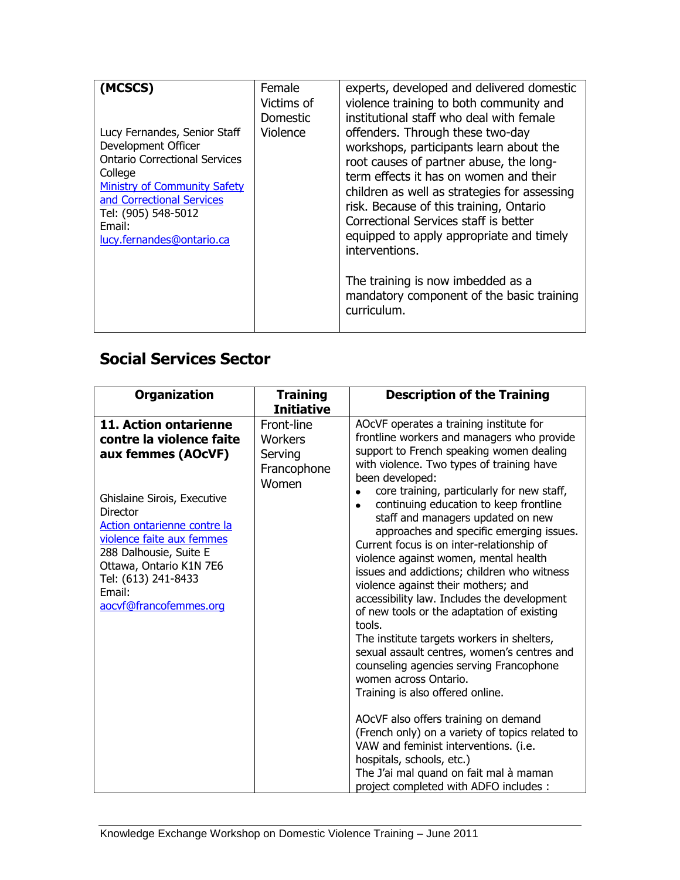| (MCSCS) <br><br> Lucy Fernandes, Senior Staff Development Officer <br> Ontario Correctional Services College <br> [Ministry of Community Safety and Correctional Services](#) <br> Tel: (905) 548-5012 <br> Email: <br> lucy.fernandes@ontario.ca | Female Victims of Domestic Violence | experts, developed and delivered domestic violence training to both community and institutional staff who deal with female offenders. Through these two-day workshops, participants learn about the root causes of partner abuse, the long-term effects it has on women and their children as well as strategies for assessing risk. Because of this training, Ontario Correctional Services staff is better equipped to apply appropriate and timely interventions. <br><br> The training is now imbedded as a mandatory component of the basic training curriculum. |
|---|---|---|

## Social Services Sector

| Organization | Training Initiative | Description of the Training |
|---|---|---|
| **11. Action ontarienne contre la violence faite aux femmes (AOcVF)** <br><br> Ghislaine Sirois, Executive Director <br> [Action ontarienne contre la violence faite aux femmes](#) <br> 288 Dalhousie, Suite E <br> Ottawa, Ontario K1N 7E6 <br> Tel: (613) 241-8433 <br> Email: <br> aocvf@francofemmes.org | Front-line Workers Serving Francophone Women | AOcVF operates a training institute for frontline workers and managers who provide support to French speaking women dealing with violence. Two types of training have been developed: <br> • core training, particularly for new staff, <br> • continuing education to keep frontline staff and managers updated on new approaches and specific emerging issues. <br> Current focus is on inter-relationship of violence against women, mental health issues and addictions; children who witness violence against their mothers; and accessibility law. Includes the development of new tools or the adaptation of existing tools. <br> The institute targets workers in shelters, sexual assault centres, women's centres and counseling agencies serving Francophone women across Ontario. <br> Training is also offered online. <br><br> AOcVF also offers training on demand (French only) on a variety of topics related to VAW and feminist interventions. (i.e. hospitals, schools, etc.) <br> The J'ai mal quand on fait mal à maman project completed with ADFO includes : |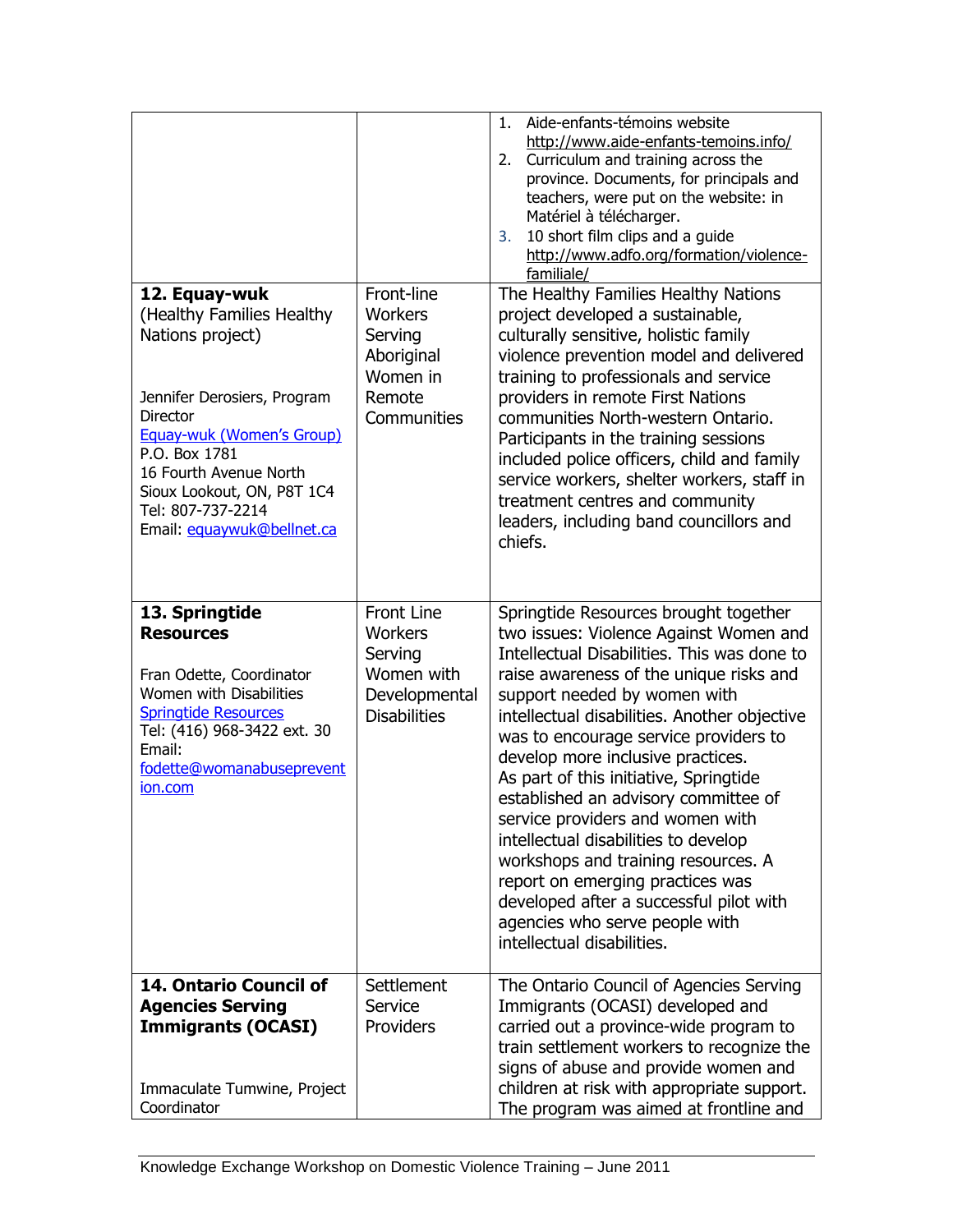| | | |
|---|---|---|
| | | 1. Aide-enfants-témoins website http://www.aide-enfants-temoins.info/ <br>2. Curriculum and training across the province. Documents, for principals and teachers, were put on the website: in Matériel à télécharger.<br>3. 10 short film clips and a guide http://www.adfo.org/formation/violence-familiale/ |
| **12. Equay-wuk** (Healthy Families Healthy Nations project)<br><br>Jennifer Derosiers, Program Director<br>Equay-wuk (Women's Group)<br>P.O. Box 1781<br>16 Fourth Avenue North<br>Sioux Lookout, ON, P8T 1C4<br>Tel: 807-737-2214<br>Email: equaywuk@bellnet.ca | Front-line Workers Serving Aboriginal Women in Remote Communities | The Healthy Families Healthy Nations project developed a sustainable, culturally sensitive, holistic family violence prevention model and delivered training to professionals and service providers in remote First Nations communities North-western Ontario. Participants in the training sessions included police officers, child and family service workers, shelter workers, staff in treatment centres and community leaders, including band councillors and chiefs. |
| **13. Springtide Resources**<br><br>Fran Odette, Coordinator Women with Disabilities<br>Springtide Resources<br>Tel: (416) 968-3422 ext. 30<br>Email: fodette@womanabuseprevention.com | Front Line Workers Serving Women with Developmental Disabilities | Springtide Resources brought together two issues: Violence Against Women and Intellectual Disabilities. This was done to raise awareness of the unique risks and support needed by women with intellectual disabilities. Another objective was to encourage service providers to develop more inclusive practices.<br>As part of this initiative, Springtide established an advisory committee of service providers and women with intellectual disabilities to develop workshops and training resources. A report on emerging practices was developed after a successful pilot with agencies who serve people with intellectual disabilities. |
| **14. Ontario Council of Agencies Serving Immigrants (OCASI)**<br><br>Immaculate Tumwine, Project Coordinator | Settlement Service Providers | The Ontario Council of Agencies Serving Immigrants (OCASI) developed and carried out a province-wide program to train settlement workers to recognize the signs of abuse and provide women and children at risk with appropriate support. The program was aimed at frontline and |

Knowledge Exchange Workshop on Domestic Violence Training – June 2011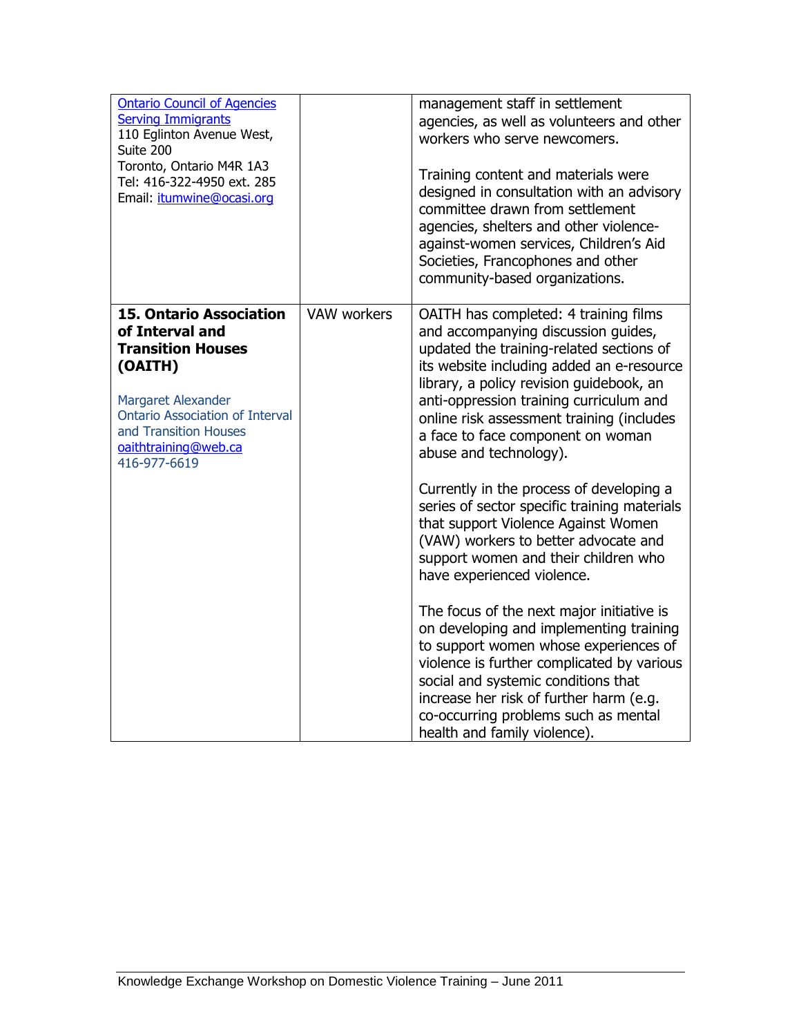| | | |
|---|---|---|
| Ontario Council of Agencies Serving Immigrants<br>110 Eglinton Avenue West, Suite 200<br>Toronto, Ontario M4R 1A3<br>Tel: 416-322-4950 ext. 285<br>Email: itumwine@ocasi.org | | management staff in settlement agencies, as well as volunteers and other workers who serve newcomers.<br><br>Training content and materials were designed in consultation with an advisory committee drawn from settlement agencies, shelters and other violence-against-women services, Children's Aid Societies, Francophones and other community-based organizations. |
| **15. Ontario Association of Interval and Transition Houses (OAITH)**<br><br>Margaret Alexander<br>Ontario Association of Interval and Transition Houses<br>oaithtraining@web.ca<br>416-977-6619 | VAW workers | OAITH has completed: 4 training films and accompanying discussion guides, updated the training-related sections of its website including added an e-resource library, a policy revision guidebook, an anti-oppression training curriculum and online risk assessment training (includes a face to face component on woman abuse and technology).<br><br>Currently in the process of developing a series of sector specific training materials that support Violence Against Women (VAW) workers to better advocate and support women and their children who have experienced violence.<br><br>The focus of the next major initiative is on developing and implementing training to support women whose experiences of violence is further complicated by various social and systemic conditions that increase her risk of further harm (e.g. co-occurring problems such as mental health and family violence). |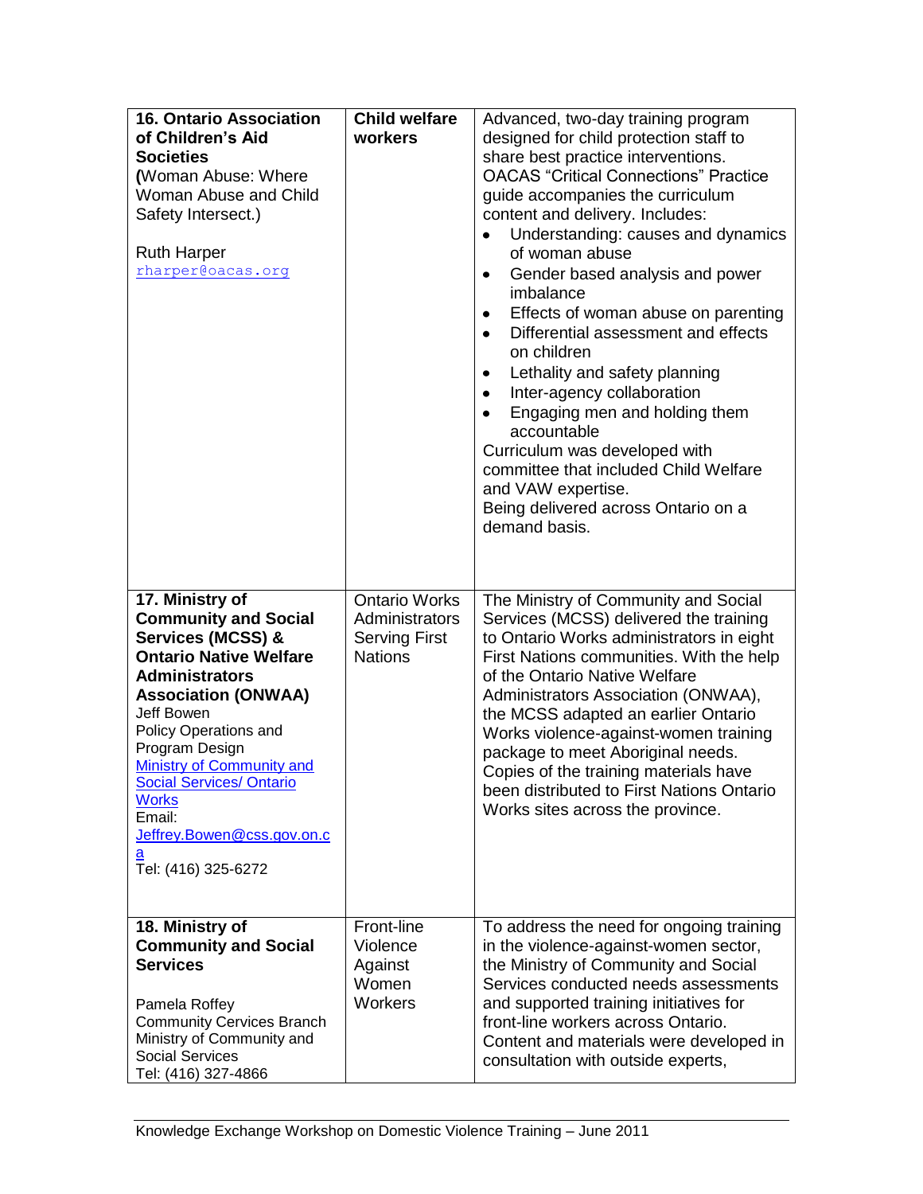| | | |
|---|---|---|
| **16. Ontario Association of Children's Aid Societies** **(**Woman Abuse: Where Woman Abuse and Child Safety Intersect.)<br><br>Ruth Harper<br>rharper@oacas.org | **Child welfare workers** | Advanced, two-day training program designed for child protection staff to share best practice interventions. OACAS "Critical Connections" Practice guide accompanies the curriculum content and delivery. Includes:<br>• Understanding: causes and dynamics of woman abuse<br>• Gender based analysis and power imbalance<br>• Effects of woman abuse on parenting<br>• Differential assessment and effects on children<br>• Lethality and safety planning<br>• Inter-agency collaboration<br>• Engaging men and holding them accountable<br>Curriculum was developed with committee that included Child Welfare and VAW expertise.<br>Being delivered across Ontario on a demand basis. |
| **17. Ministry of Community and Social Services (MCSS) & Ontario Native Welfare Administrators Association (ONWAA)**<br>Jeff Bowen<br>Policy Operations and Program Design<br>Ministry of Community and Social Services/ Ontario Works<br>Email: Jeffrey.Bowen@css.gov.on.ca<br>Tel: (416) 325-6272 | Ontario Works Administrators Serving First Nations | The Ministry of Community and Social Services (MCSS) delivered the training to Ontario Works administrators in eight First Nations communities. With the help of the Ontario Native Welfare Administrators Association (ONWAA), the MCSS adapted an earlier Ontario Works violence-against-women training package to meet Aboriginal needs. Copies of the training materials have been distributed to First Nations Ontario Works sites across the province. |
| **18. Ministry of Community and Social Services**<br><br>Pamela Roffey<br>Community Cervices Branch<br>Ministry of Community and Social Services<br>Tel: (416) 327-4866 | Front-line Violence Against Women Workers | To address the need for ongoing training in the violence-against-women sector, the Ministry of Community and Social Services conducted needs assessments and supported training initiatives for front-line workers across Ontario. Content and materials were developed in consultation with outside experts, |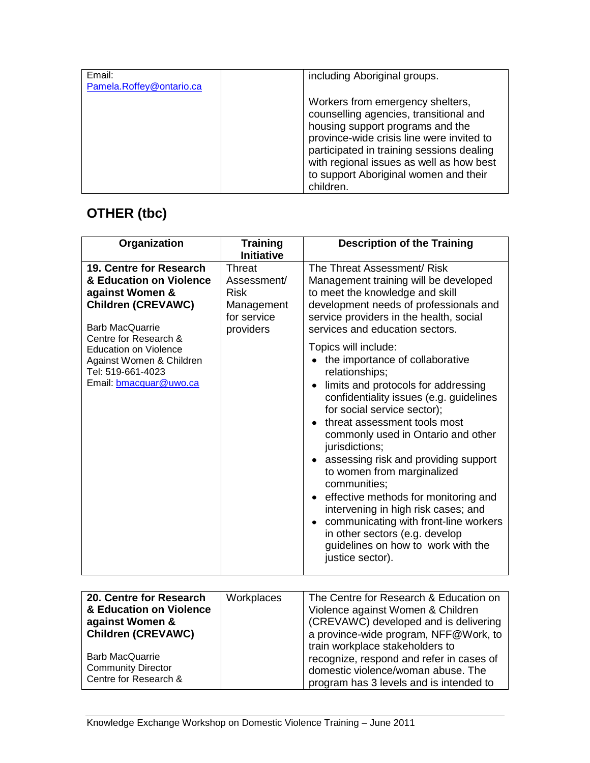| | | |
|---|---|---|
| Email: Pamela.Roffey@ontario.ca | | including Aboriginal groups.<br><br>Workers from emergency shelters, counselling agencies, transitional and housing support programs and the province-wide crisis line were invited to participated in training sessions dealing with regional issues as well as how best to support Aboriginal women and their children. |

## OTHER (tbc)

| Organization | Training Initiative | Description of the Training |
|---|---|---|
| **19. Centre for Research & Education on Violence against Women & Children (CREVAWC)**<br><br>Barb MacQuarrie<br>Centre for Research & Education on Violence Against Women & Children<br>Tel: 519-661-4023<br>Email: bmacquar@uwo.ca | Threat Assessment/ Risk Management for service providers | The Threat Assessment/ Risk Management training will be developed to meet the knowledge and skill development needs of professionals and service providers in the health, social services and education sectors.<br><br>Topics will include:<br>• the importance of collaborative relationships;<br>• limits and protocols for addressing confidentiality issues (e.g. guidelines for social service sector);<br>• threat assessment tools most commonly used in Ontario and other jurisdictions;<br>• assessing risk and providing support to women from marginalized communities;<br>• effective methods for monitoring and intervening in high risk cases; and<br>• communicating with front-line workers in other sectors (e.g. develop guidelines on how to work with the justice sector). |
| **20. Centre for Research & Education on Violence against Women & Children (CREVAWC)**<br><br>Barb MacQuarrie<br>Community Director<br>Centre for Research & | Workplaces | The Centre for Research & Education on Violence against Women & Children (CREVAWC) developed and is delivering a province-wide program, NFF@Work, to train workplace stakeholders to recognize, respond and refer in cases of domestic violence/woman abuse. The program has 3 levels and is intended to |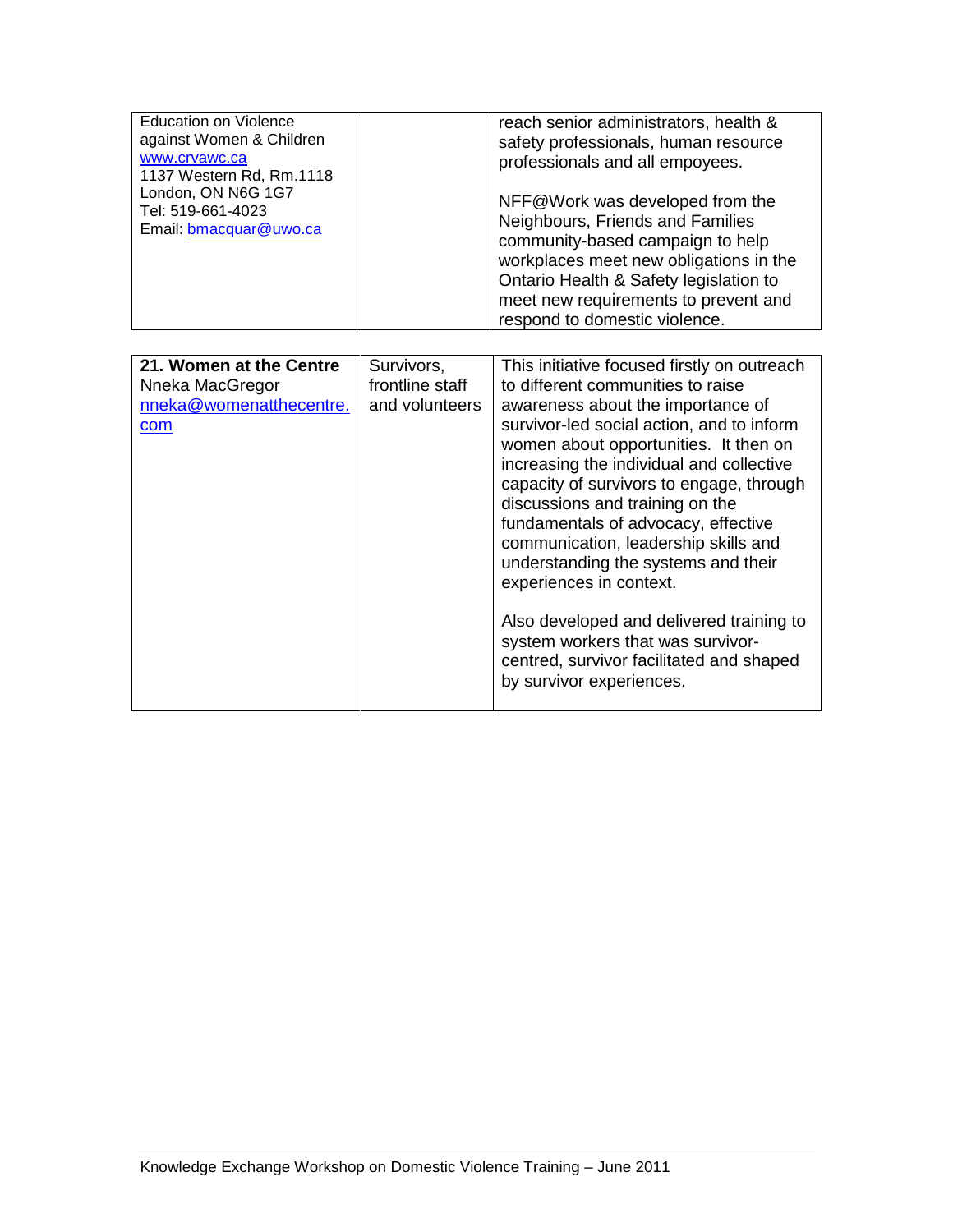| | | |
|---|---|---|
| Education on Violence against Women & Children www.crvawc.ca 1137 Western Rd, Rm.1118 London, ON N6G 1G7 Tel: 519-661-4023 Email: bmacquar@uwo.ca | | reach senior administrators, health & safety professionals, human resource professionals and all empoyees.<br><br>NFF@Work was developed from the Neighbours, Friends and Families community-based campaign to help workplaces meet new obligations in the Ontario Health & Safety legislation to meet new requirements to prevent and respond to domestic violence. |

| | | |
|---|---|---|
| **21. Women at the Centre** Nneka MacGregor nneka@womenatthecentre.com | Survivors, frontline staff and volunteers | This initiative focused firstly on outreach to different communities to raise awareness about the importance of survivor-led social action, and to inform women about opportunities. It then on increasing the individual and collective capacity of survivors to engage, through discussions and training on the fundamentals of advocacy, effective communication, leadership skills and understanding the systems and their experiences in context.<br><br>Also developed and delivered training to system workers that was survivor-centred, survivor facilitated and shaped by survivor experiences. |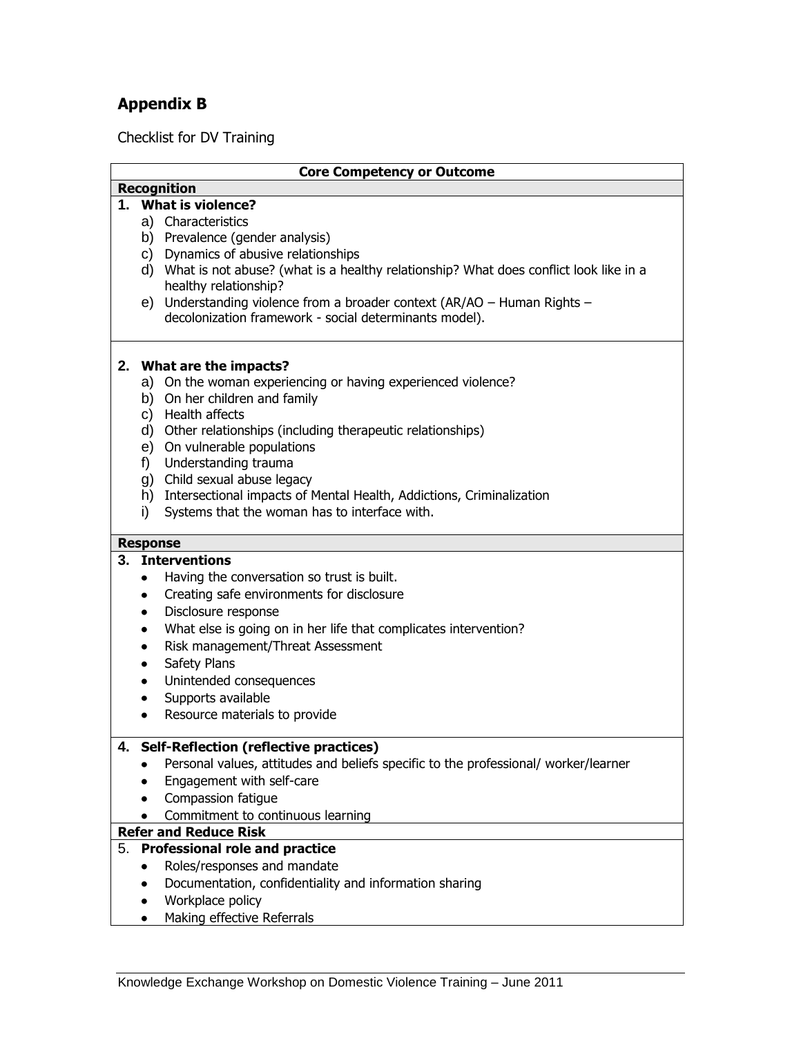## Appendix B

Checklist for DV Training

| Core Competency or Outcome |
|---|
| **Recognition** |
| **1. What is violence?**<br>a) Characteristics<br>b) Prevalence (gender analysis)<br>c) Dynamics of abusive relationships<br>d) What is not abuse? (what is a healthy relationship? What does conflict look like in a healthy relationship?<br>e) Understanding violence from a broader context (AR/AO – Human Rights – decolonization framework - social determinants model). |
| **2. What are the impacts?**<br>a) On the woman experiencing or having experienced violence?<br>b) On her children and family<br>c) Health affects<br>d) Other relationships (including therapeutic relationships)<br>e) On vulnerable populations<br>f) Understanding trauma<br>g) Child sexual abuse legacy<br>h) Intersectional impacts of Mental Health, Addictions, Criminalization<br>i) Systems that the woman has to interface with. |
| **Response** |
| **3. Interventions**<br>• Having the conversation so trust is built.<br>• Creating safe environments for disclosure<br>• Disclosure response<br>• What else is going on in her life that complicates intervention?<br>• Risk management/Threat Assessment<br>• Safety Plans<br>• Unintended consequences<br>• Supports available<br>• Resource materials to provide |
| **4. Self-Reflection (reflective practices)**<br>• Personal values, attitudes and beliefs specific to the professional/ worker/learner<br>• Engagement with self-care<br>• Compassion fatigue<br>• Commitment to continuous learning |
| **Refer and Reduce Risk** |
| 5. **Professional role and practice**<br>• Roles/responses and mandate<br>• Documentation, confidentiality and information sharing<br>• Workplace policy<br>• Making effective Referrals |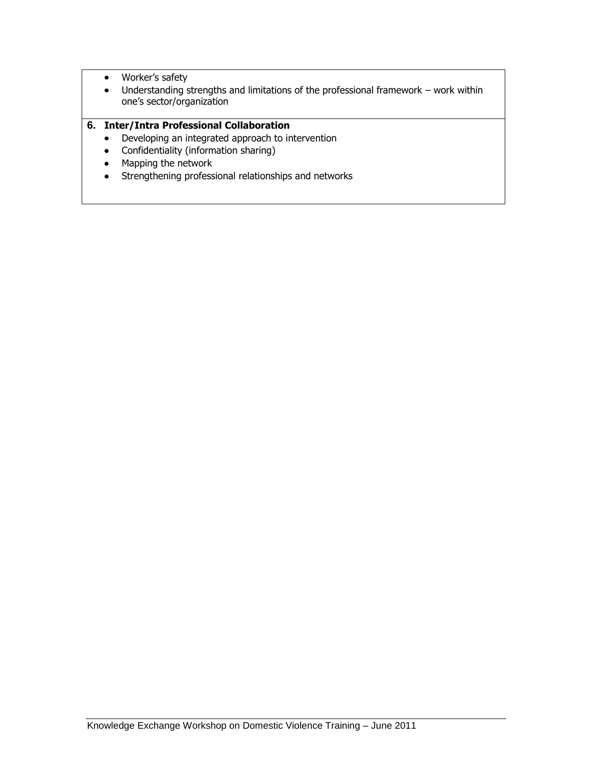- Worker's safety
- Understanding strengths and limitations of the professional framework – work within one's sector/organization

**6. Inter/Intra Professional Collaboration**

- Developing an integrated approach to intervention
- Confidentiality (information sharing)
- Mapping the network
- Strengthening professional relationships and networks